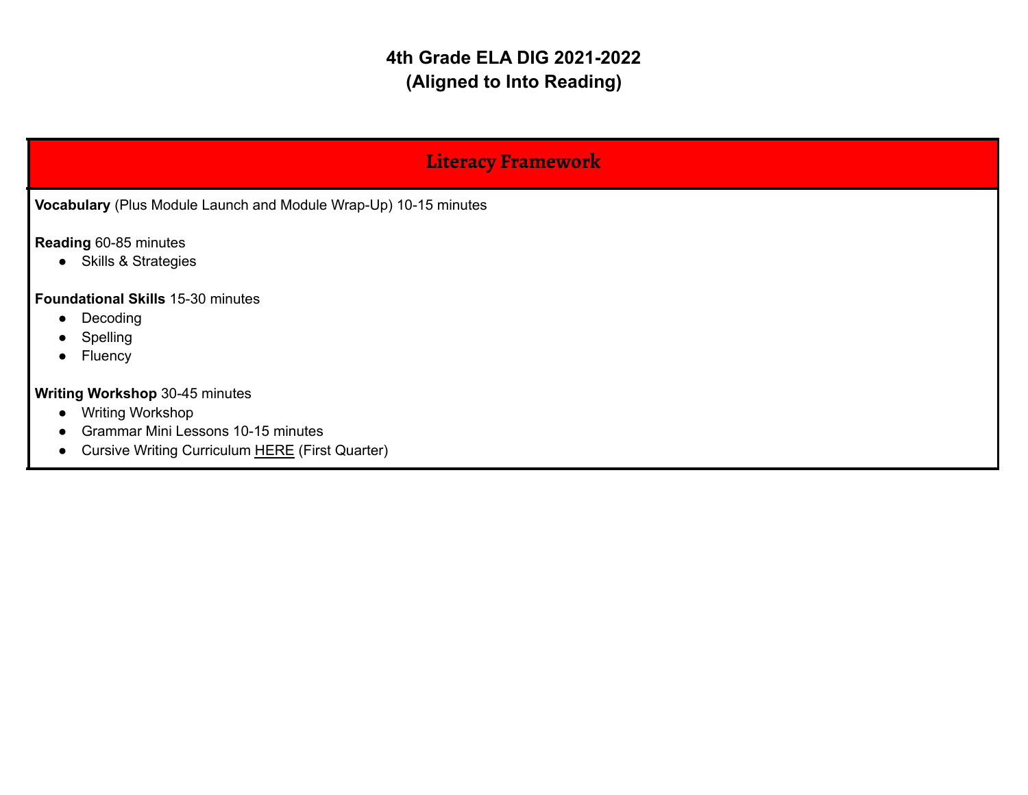# 4th Grade ELA DIG 2021-2022
# (Aligned to Into Reading)

## Literacy Framework

**Vocabulary** (Plus Module Launch and Module Wrap-Up) 10-15 minutes

**Reading** 60-85 minutes

- Skills & Strategies

**Foundational Skills** 15-30 minutes

- Decoding
- Spelling
- Fluency

**Writing Workshop** 30-45 minutes

- Writing Workshop
- Grammar Mini Lessons 10-15 minutes
- Cursive Writing Curriculum HERE (First Quarter)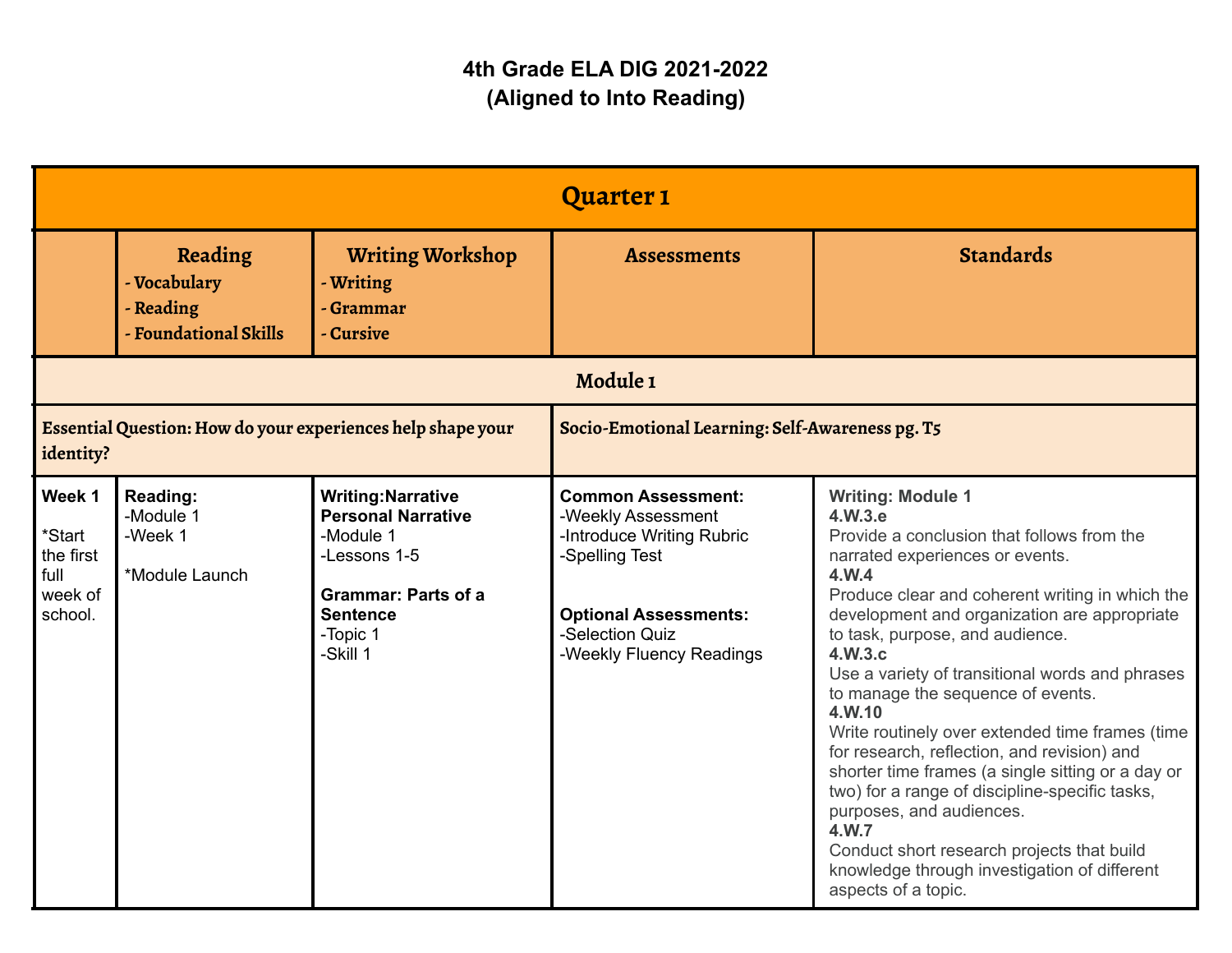# 4th Grade ELA DIG 2021-2022
## (Aligned to Into Reading)

| Quarter 1 | | | | |
|---|---|---|---|---|
| | **Reading**<br>**- Vocabulary**<br>**- Reading**<br>**- Foundational Skills** | **Writing Workshop**<br>**- Writing**<br>**- Grammar**<br>**- Cursive** | **Assessments** | **Standards** |
| **Module 1** | | | | |
| **Essential Question: How do your experiences help shape your identity?** | | | **Socio-Emotional Learning: Self-Awareness pg. T5** | |
| **Week 1**<br><br>*Start the first full week of school. | **Reading:**<br>-Module 1<br>-Week 1<br><br>*Module Launch | **Writing:Narrative Personal Narrative**<br>-Module 1<br>-Lessons 1-5<br><br>**Grammar: Parts of a Sentence**<br>-Topic 1<br>-Skill 1 | **Common Assessment:**<br>-Weekly Assessment<br>-Introduce Writing Rubric<br>-Spelling Test<br><br>**Optional Assessments:**<br>-Selection Quiz<br>-Weekly Fluency Readings | **Writing: Module 1**<br>**4.W.3.e**<br>Provide a conclusion that follows from the narrated experiences or events.<br>**4.W.4**<br>Produce clear and coherent writing in which the development and organization are appropriate to task, purpose, and audience.<br>**4.W.3.c**<br>Use a variety of transitional words and phrases to manage the sequence of events.<br>**4.W.10**<br>Write routinely over extended time frames (time for research, reflection, and revision) and shorter time frames (a single sitting or a day or two) for a range of discipline-specific tasks, purposes, and audiences.<br>**4.W.7**<br>Conduct short research projects that build knowledge through investigation of different aspects of a topic. |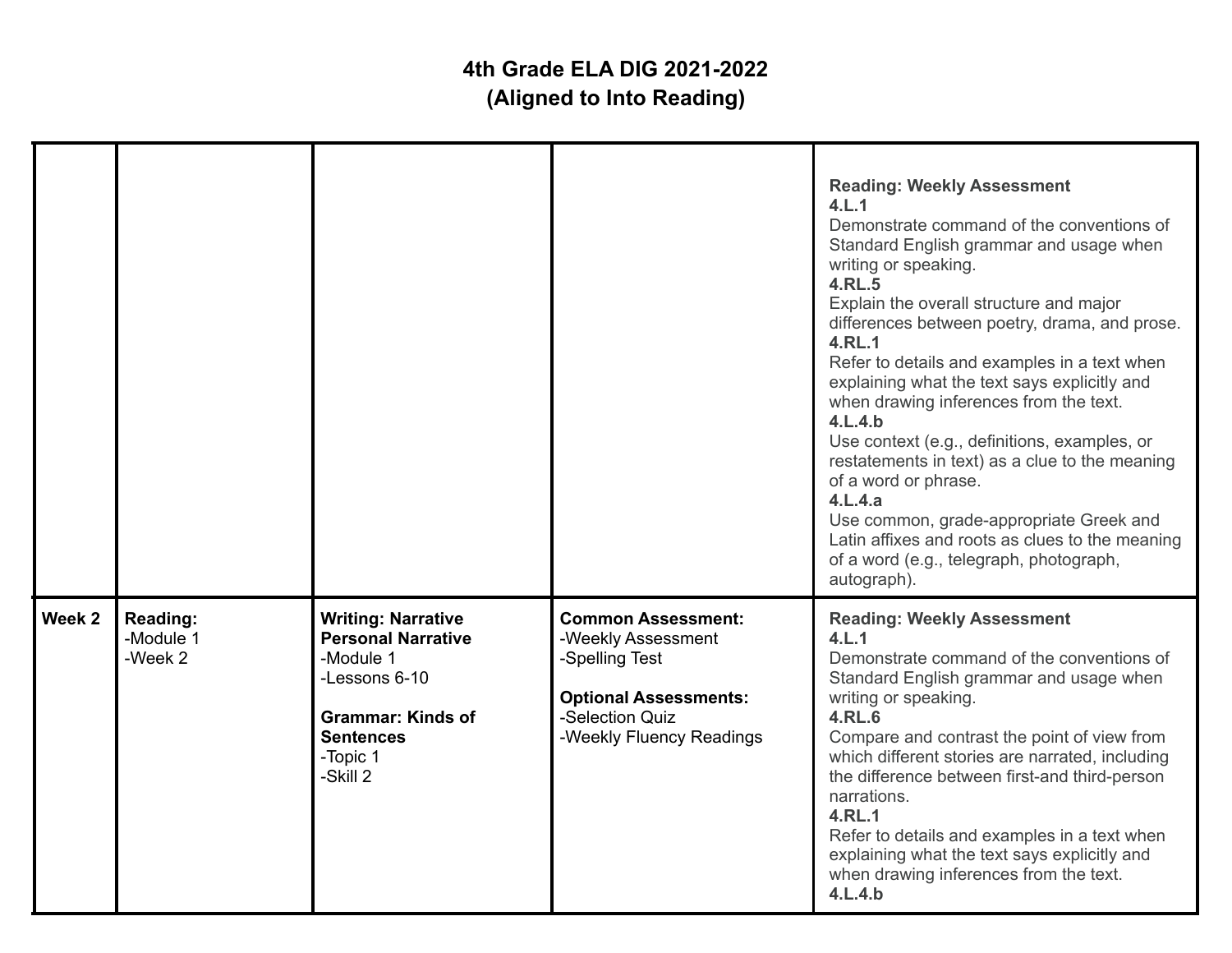# 4th Grade ELA DIG 2021-2022
## (Aligned to Into Reading)

| | | | | |
|---|---|---|---|---|
| | | | | **Reading: Weekly Assessment**<br>**4.L.1**<br>Demonstrate command of the conventions of Standard English grammar and usage when writing or speaking.<br>**4.RL.5**<br>Explain the overall structure and major differences between poetry, drama, and prose.<br>**4.RL.1**<br>Refer to details and examples in a text when explaining what the text says explicitly and when drawing inferences from the text.<br>**4.L.4.b**<br>Use context (e.g., definitions, examples, or restatements in text) as a clue to the meaning of a word or phrase.<br>**4.L.4.a**<br>Use common, grade-appropriate Greek and Latin affixes and roots as clues to the meaning of a word (e.g., telegraph, photograph, autograph). |
| **Week 2** | **Reading:**<br>-Module 1<br>-Week 2 | **Writing: Narrative Personal Narrative**<br>-Module 1<br>-Lessons 6-10<br><br>**Grammar: Kinds of Sentences**<br>-Topic 1<br>-Skill 2 | **Common Assessment:**<br>-Weekly Assessment<br>-Spelling Test<br><br>**Optional Assessments:**<br>-Selection Quiz<br>-Weekly Fluency Readings | **Reading: Weekly Assessment**<br>**4.L.1**<br>Demonstrate command of the conventions of Standard English grammar and usage when writing or speaking.<br>**4.RL.6**<br>Compare and contrast the point of view from which different stories are narrated, including the difference between first-and third-person narrations.<br>**4.RL.1**<br>Refer to details and examples in a text when explaining what the text says explicitly and when drawing inferences from the text.<br>**4.L.4.b** |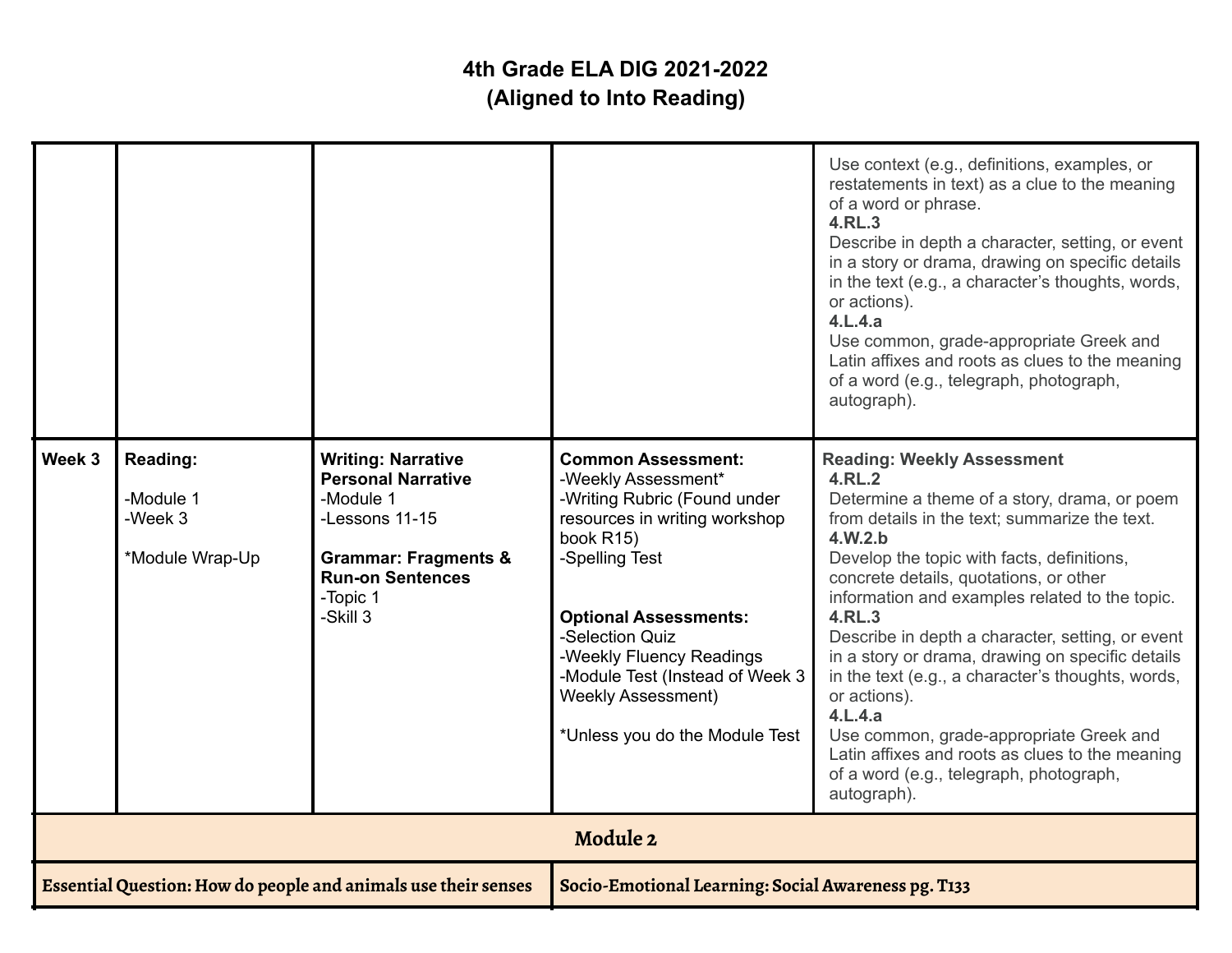# 4th Grade ELA DIG 2021-2022
## (Aligned to Into Reading)

| | | | | |
|---|---|---|---|---|
| | | | | Use context (e.g., definitions, examples, or restatements in text) as a clue to the meaning of a word or phrase.<br>**4.RL.3**<br>Describe in depth a character, setting, or event in a story or drama, drawing on specific details in the text (e.g., a character's thoughts, words, or actions).<br>**4.L.4.a**<br>Use common, grade-appropriate Greek and Latin affixes and roots as clues to the meaning of a word (e.g., telegraph, photograph, autograph). |
| **Week 3** | **Reading:**<br><br>-Module 1<br>-Week 3<br><br>*Module Wrap-Up | **Writing: Narrative Personal Narrative**<br>-Module 1<br>-Lessons 11-15<br><br>**Grammar: Fragments & Run-on Sentences**<br>-Topic 1<br>-Skill 3 | **Common Assessment:**<br>-Weekly Assessment*<br>-Writing Rubric (Found under resources in writing workshop book R15)<br>-Spelling Test<br><br>**Optional Assessments:**<br>-Selection Quiz<br>-Weekly Fluency Readings<br>-Module Test (Instead of Week 3 Weekly Assessment)<br><br>*Unless you do the Module Test | **Reading: Weekly Assessment**<br>**4.RL.2**<br>Determine a theme of a story, drama, or poem from details in the text; summarize the text.<br>**4.W.2.b**<br>Develop the topic with facts, definitions, concrete details, quotations, or other information and examples related to the topic.<br>**4.RL.3**<br>Describe in depth a character, setting, or event in a story or drama, drawing on specific details in the text (e.g., a character's thoughts, words, or actions).<br>**4.L.4.a**<br>Use common, grade-appropriate Greek and Latin affixes and roots as clues to the meaning of a word (e.g., telegraph, photograph, autograph). |

## Module 2

| | |
|---|---|
| **Essential Question: How do people and animals use their senses** | **Socio-Emotional Learning: Social Awareness pg. T133** |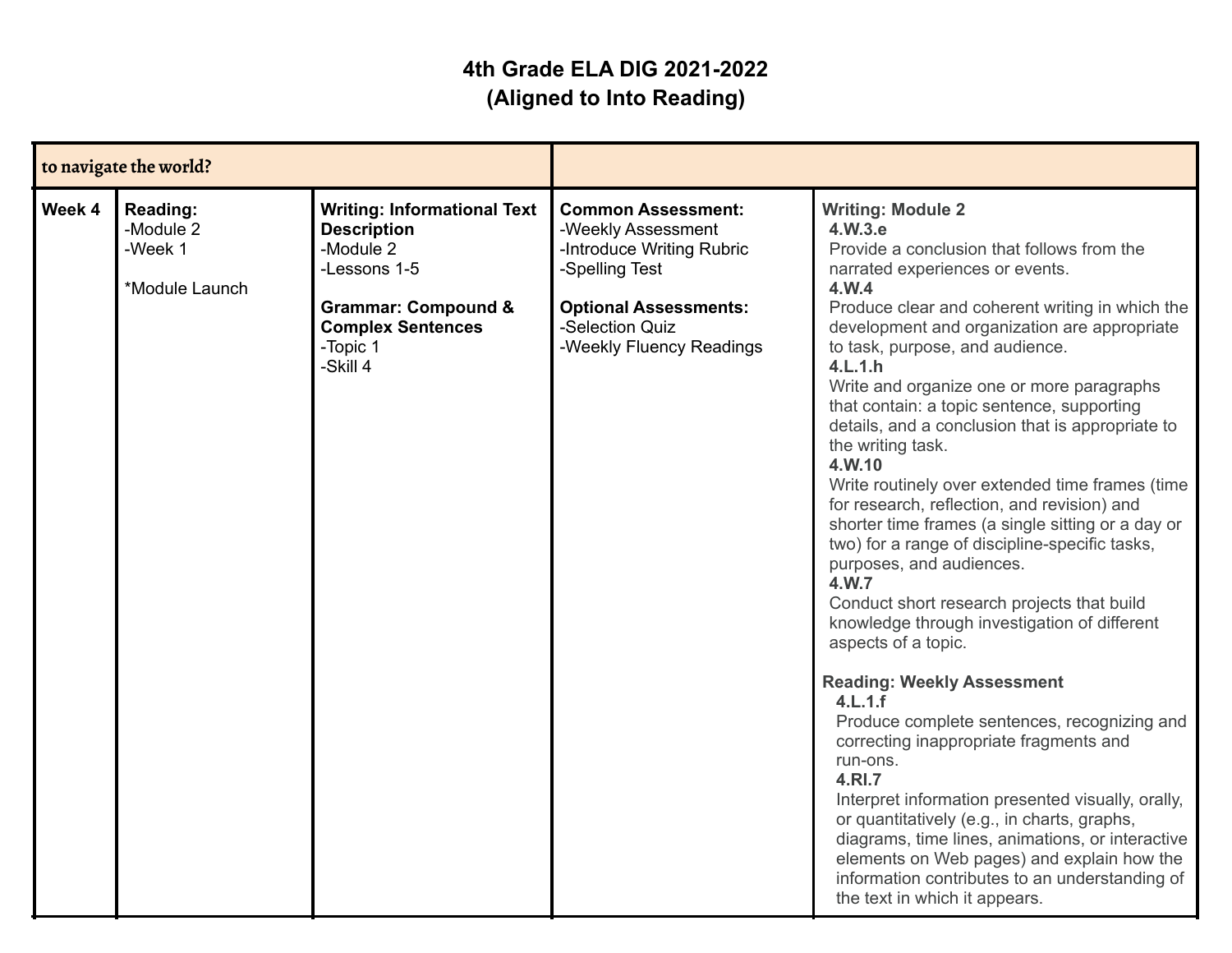# 4th Grade ELA DIG 2021-2022
## (Aligned to Into Reading)

| to navigate the world? | | | | |
|---|---|---|---|---|
| **Week 4** | **Reading:**<br>-Module 2<br>-Week 1<br><br>*Module Launch | **Writing: Informational Text Description**<br>-Module 2<br>-Lessons 1-5<br><br>**Grammar: Compound & Complex Sentences**<br>-Topic 1<br>-Skill 4 | **Common Assessment:**<br>-Weekly Assessment<br>-Introduce Writing Rubric<br>-Spelling Test<br><br>**Optional Assessments:**<br>-Selection Quiz<br>-Weekly Fluency Readings | **Writing: Module 2**<br>**4.W.3.e**<br>Provide a conclusion that follows from the narrated experiences or events.<br>**4.W.4**<br>Produce clear and coherent writing in which the development and organization are appropriate to task, purpose, and audience.<br>**4.L.1.h**<br>Write and organize one or more paragraphs that contain: a topic sentence, supporting details, and a conclusion that is appropriate to the writing task.<br>**4.W.10**<br>Write routinely over extended time frames (time for research, reflection, and revision) and shorter time frames (a single sitting or a day or two) for a range of discipline-specific tasks, purposes, and audiences.<br>**4.W.7**<br>Conduct short research projects that build knowledge through investigation of different aspects of a topic.<br><br>**Reading: Weekly Assessment**<br>**4.L.1.f**<br>Produce complete sentences, recognizing and correcting inappropriate fragments and run-ons.<br>**4.RI.7**<br>Interpret information presented visually, orally, or quantitatively (e.g., in charts, graphs, diagrams, time lines, animations, or interactive elements on Web pages) and explain how the information contributes to an understanding of the text in which it appears. |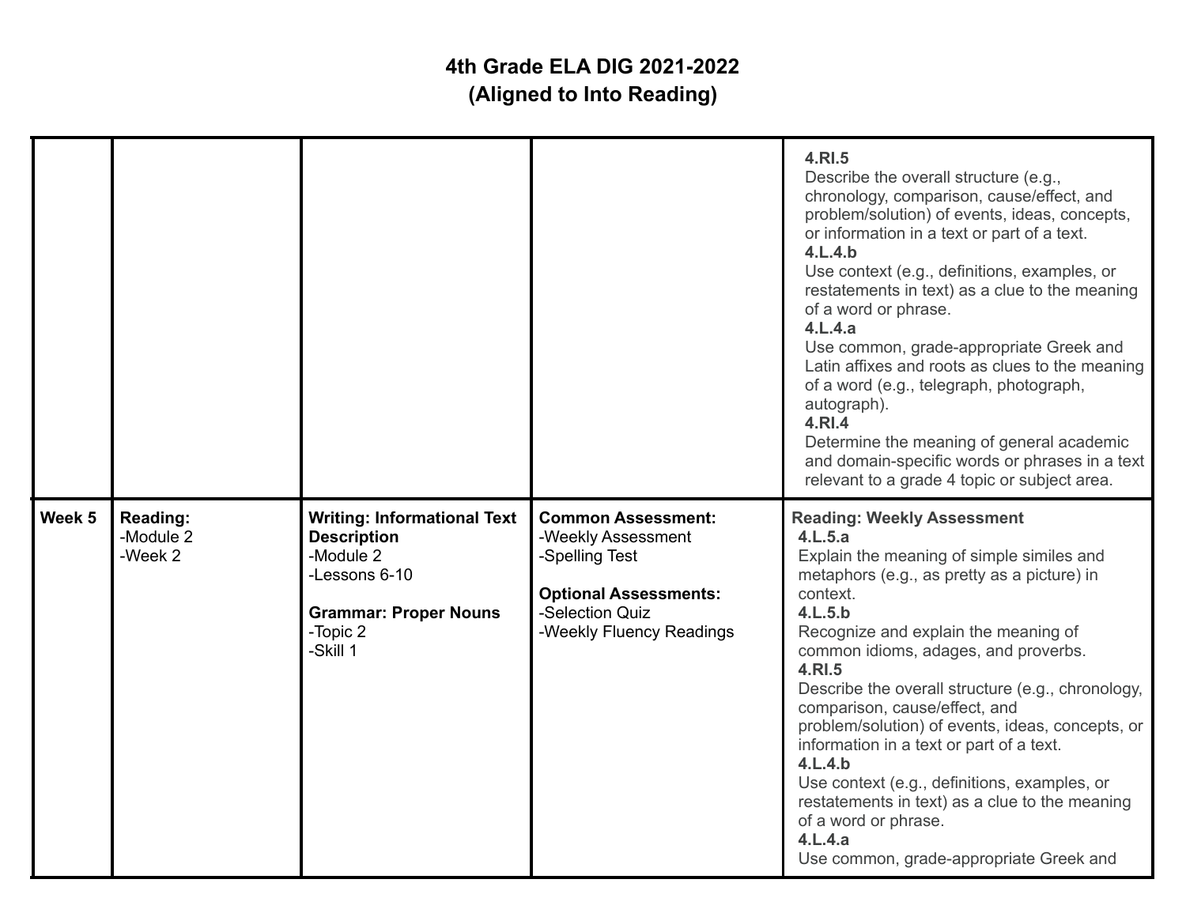# 4th Grade ELA DIG 2021-2022
## (Aligned to Into Reading)

| | | | | |
|---|---|---|---|---|
| | | | | **4.RI.5**<br>Describe the overall structure (e.g., chronology, comparison, cause/effect, and problem/solution) of events, ideas, concepts, or information in a text or part of a text.<br>**4.L.4.b**<br>Use context (e.g., definitions, examples, or restatements in text) as a clue to the meaning of a word or phrase.<br>**4.L.4.a**<br>Use common, grade-appropriate Greek and Latin affixes and roots as clues to the meaning of a word (e.g., telegraph, photograph, autograph).<br>**4.RI.4**<br>Determine the meaning of general academic and domain-specific words or phrases in a text relevant to a grade 4 topic or subject area. |
| **Week 5** | **Reading:**<br>-Module 2<br>-Week 2 | **Writing: Informational Text Description**<br>-Module 2<br>-Lessons 6-10<br><br>**Grammar: Proper Nouns**<br>-Topic 2<br>-Skill 1 | **Common Assessment:**<br>-Weekly Assessment<br>-Spelling Test<br><br>**Optional Assessments:**<br>-Selection Quiz<br>-Weekly Fluency Readings | **Reading: Weekly Assessment**<br>**4.L.5.a**<br>Explain the meaning of simple similes and metaphors (e.g., as pretty as a picture) in context.<br>**4.L.5.b**<br>Recognize and explain the meaning of common idioms, adages, and proverbs.<br>**4.RI.5**<br>Describe the overall structure (e.g., chronology, comparison, cause/effect, and problem/solution) of events, ideas, concepts, or information in a text or part of a text.<br>**4.L.4.b**<br>Use context (e.g., definitions, examples, or restatements in text) as a clue to the meaning of a word or phrase.<br>**4.L.4.a**<br>Use common, grade-appropriate Greek and |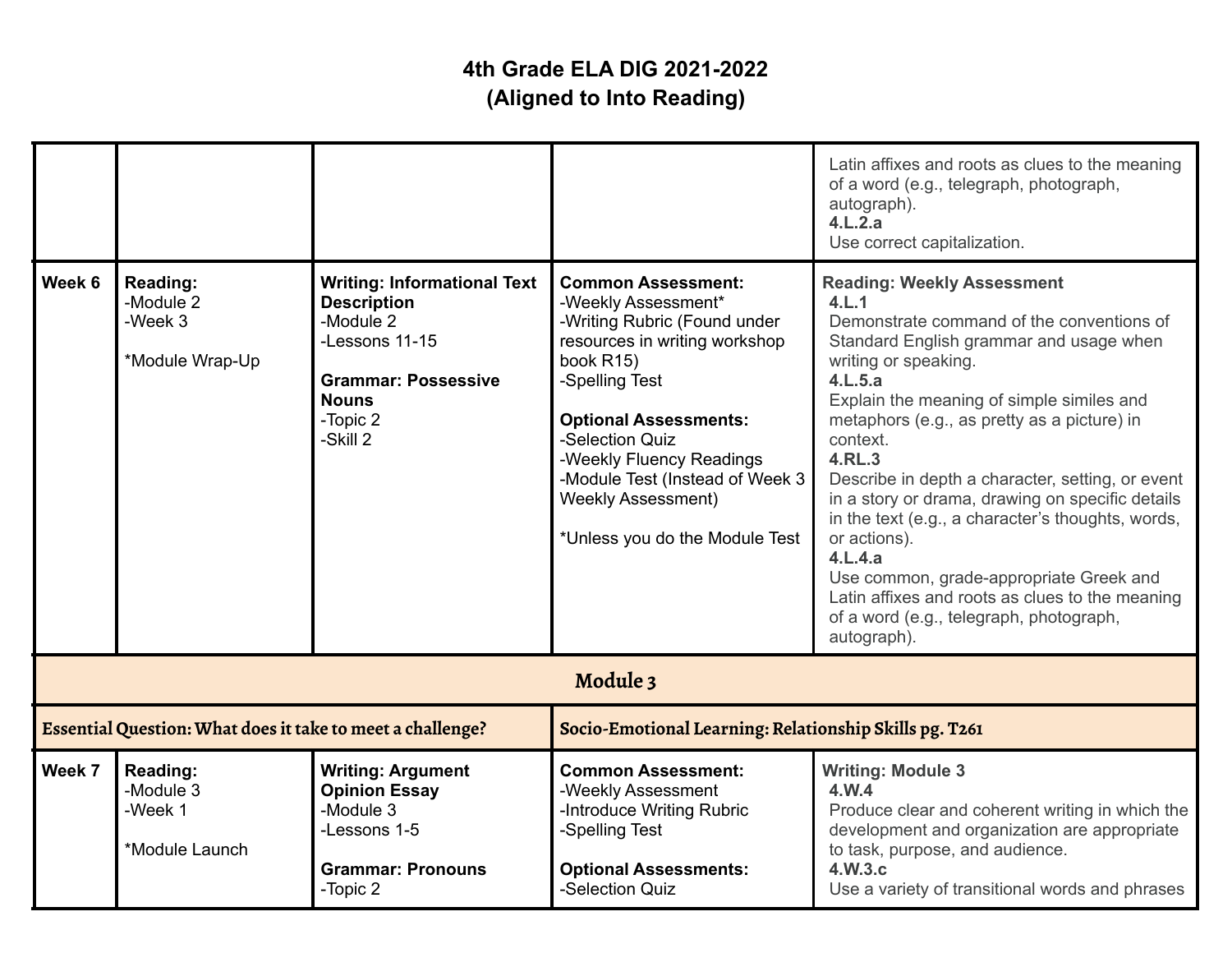# 4th Grade ELA DIG 2021-2022
## (Aligned to Into Reading)

| | | | | |
|---|---|---|---|---|
| | | | | Latin affixes and roots as clues to the meaning of a word (e.g., telegraph, photograph, autograph).<br>**4.L.2.a**<br>Use correct capitalization. |
| **Week 6** | **Reading:**<br>-Module 2<br>-Week 3<br><br>*Module Wrap-Up | **Writing: Informational Text Description**<br>-Module 2<br>-Lessons 11-15<br><br>**Grammar: Possessive Nouns**<br>-Topic 2<br>-Skill 2 | **Common Assessment:**<br>-Weekly Assessment*<br>-Writing Rubric (Found under resources in writing workshop book R15)<br>-Spelling Test<br><br>**Optional Assessments:**<br>-Selection Quiz<br>-Weekly Fluency Readings<br>-Module Test (Instead of Week 3 Weekly Assessment)<br><br>*Unless you do the Module Test | **Reading: Weekly Assessment**<br>**4.L.1**<br>Demonstrate command of the conventions of Standard English grammar and usage when writing or speaking.<br>**4.L.5.a**<br>Explain the meaning of simple similes and metaphors (e.g., as pretty as a picture) in context.<br>**4.RL.3**<br>Describe in depth a character, setting, or event in a story or drama, drawing on specific details in the text (e.g., a character's thoughts, words, or actions).<br>**4.L.4.a**<br>Use common, grade-appropriate Greek and Latin affixes and roots as clues to the meaning of a word (e.g., telegraph, photograph, autograph). |
| **Module 3** | | | | |
| **Essential Question: What does it take to meet a challenge?** | | | **Socio-Emotional Learning: Relationship Skills pg. T261** | |
| **Week 7** | **Reading:**<br>-Module 3<br>-Week 1<br><br>*Module Launch | **Writing: Argument Opinion Essay**<br>-Module 3<br>-Lessons 1-5<br><br>**Grammar: Pronouns**<br>-Topic 2 | **Common Assessment:**<br>-Weekly Assessment<br>-Introduce Writing Rubric<br>-Spelling Test<br><br>**Optional Assessments:**<br>-Selection Quiz | **Writing: Module 3**<br>**4.W.4**<br>Produce clear and coherent writing in which the development and organization are appropriate to task, purpose, and audience.<br>**4.W.3.c**<br>Use a variety of transitional words and phrases |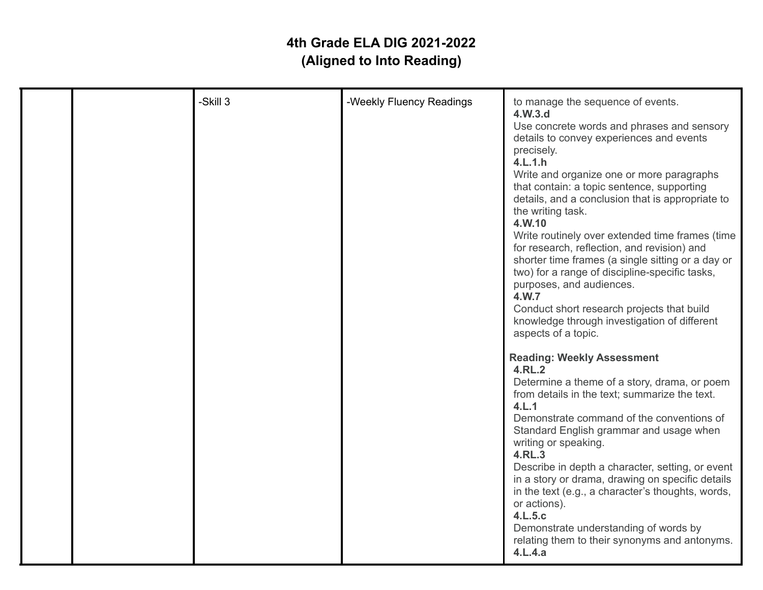# 4th Grade ELA DIG 2021-2022
## (Aligned to Into Reading)

| | | | | |
|---|---|---|---|---|
| | | -Skill 3 | -Weekly Fluency Readings | to manage the sequence of events.<br>**4.W.3.d**<br>Use concrete words and phrases and sensory details to convey experiences and events precisely.<br>**4.L.1.h**<br>Write and organize one or more paragraphs that contain: a topic sentence, supporting details, and a conclusion that is appropriate to the writing task.<br>**4.W.10**<br>Write routinely over extended time frames (time for research, reflection, and revision) and shorter time frames (a single sitting or a day or two) for a range of discipline-specific tasks, purposes, and audiences.<br>**4.W.7**<br>Conduct short research projects that build knowledge through investigation of different aspects of a topic.<br><br>**Reading: Weekly Assessment**<br>**4.RL.2**<br>Determine a theme of a story, drama, or poem from details in the text; summarize the text.<br>**4.L.1**<br>Demonstrate command of the conventions of Standard English grammar and usage when writing or speaking.<br>**4.RL.3**<br>Describe in depth a character, setting, or event in a story or drama, drawing on specific details in the text (e.g., a character's thoughts, words, or actions).<br>**4.L.5.c**<br>Demonstrate understanding of words by relating them to their synonyms and antonyms.<br>**4.L.4.a** |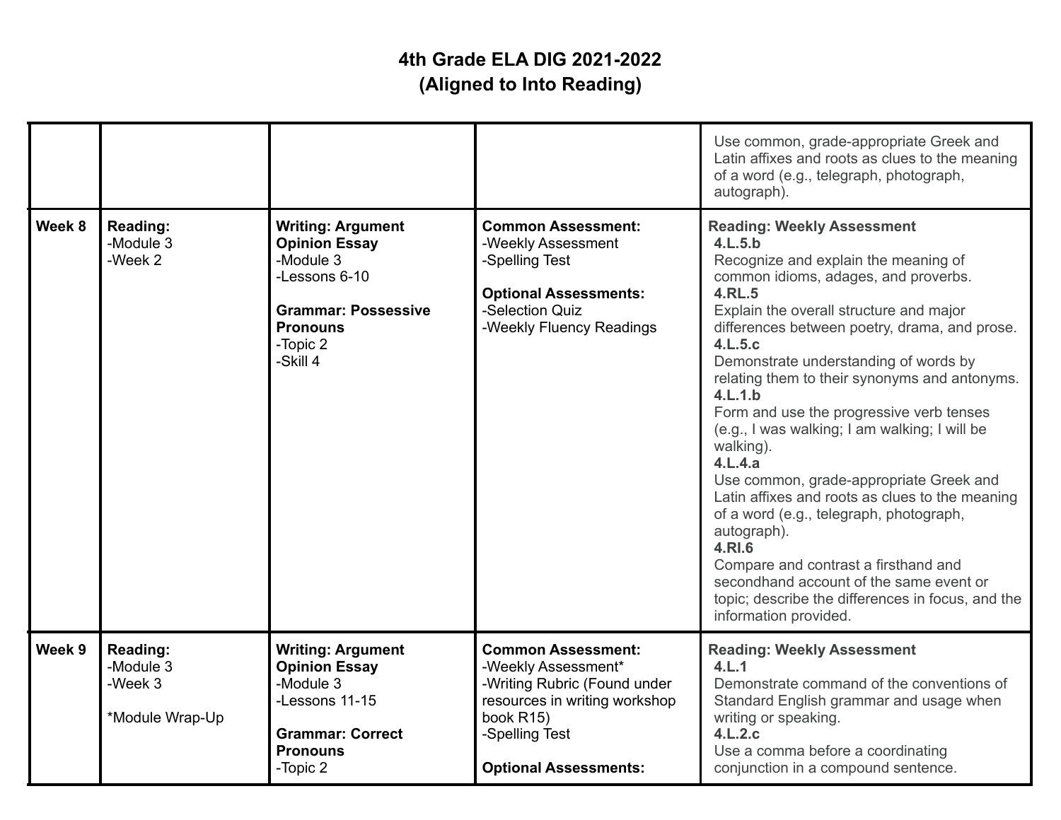# 4th Grade ELA DIG 2021-2022
## (Aligned to Into Reading)

| | | | | |
|---|---|---|---|---|
| | | | | Use common, grade-appropriate Greek and Latin affixes and roots as clues to the meaning of a word (e.g., telegraph, photograph, autograph). |
| **Week 8** | **Reading:**<br>-Module 3<br>-Week 2 | **Writing: Argument Opinion Essay**<br>-Module 3<br>-Lessons 6-10<br><br>**Grammar: Possessive Pronouns**<br>-Topic 2<br>-Skill 4 | **Common Assessment:**<br>-Weekly Assessment<br>-Spelling Test<br><br>**Optional Assessments:**<br>-Selection Quiz<br>-Weekly Fluency Readings | **Reading: Weekly Assessment**<br>**4.L.5.b**<br>Recognize and explain the meaning of common idioms, adages, and proverbs.<br>**4.RL.5**<br>Explain the overall structure and major differences between poetry, drama, and prose.<br>**4.L.5.c**<br>Demonstrate understanding of words by relating them to their synonyms and antonyms.<br>**4.L.1.b**<br>Form and use the progressive verb tenses (e.g., I was walking; I am walking; I will be walking).<br>**4.L.4.a**<br>Use common, grade-appropriate Greek and Latin affixes and roots as clues to the meaning of a word (e.g., telegraph, photograph, autograph).<br>**4.RI.6**<br>Compare and contrast a firsthand and secondhand account of the same event or topic; describe the differences in focus, and the information provided. |
| **Week 9** | **Reading:**<br>-Module 3<br>-Week 3<br><br>*Module Wrap-Up | **Writing: Argument Opinion Essay**<br>-Module 3<br>-Lessons 11-15<br><br>**Grammar: Correct Pronouns**<br>-Topic 2 | **Common Assessment:**<br>-Weekly Assessment*<br>-Writing Rubric (Found under resources in writing workshop book R15)<br>-Spelling Test<br><br>**Optional Assessments:** | **Reading: Weekly Assessment**<br>**4.L.1**<br>Demonstrate command of the conventions of Standard English grammar and usage when writing or speaking.<br>**4.L.2.c**<br>Use a comma before a coordinating conjunction in a compound sentence. |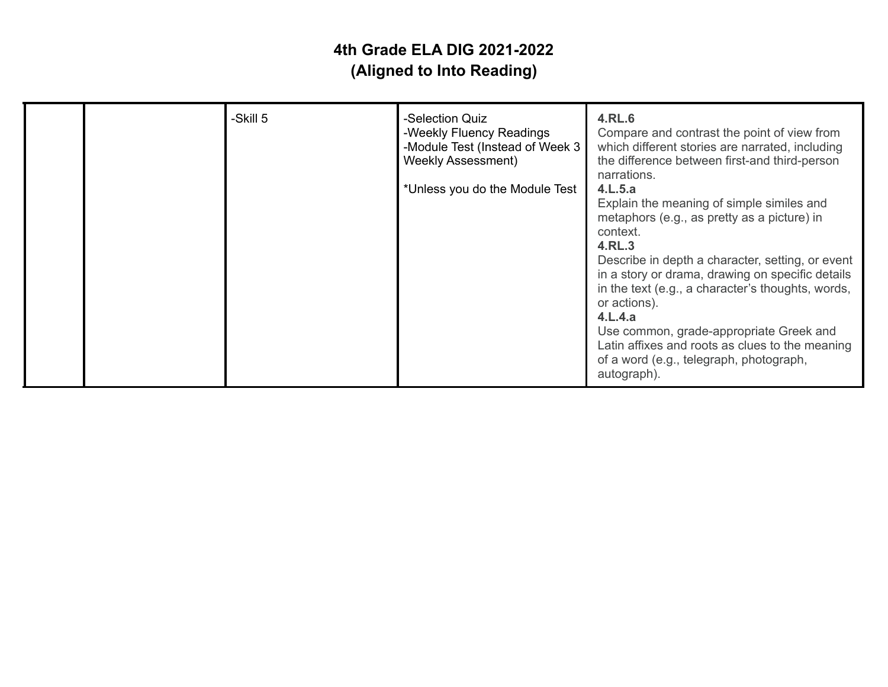# 4th Grade ELA DIG 2021-2022
## (Aligned to Into Reading)

| | | | | |
|---|---|---|---|---|
| | | -Skill 5 | -Selection Quiz<br>-Weekly Fluency Readings<br>-Module Test (Instead of Week 3 Weekly Assessment)<br><br>*Unless you do the Module Test | **4.RL.6**<br>Compare and contrast the point of view from which different stories are narrated, including the difference between first-and third-person narrations.<br>**4.L.5.a**<br>Explain the meaning of simple similes and metaphors (e.g., as pretty as a picture) in context.<br>**4.RL.3**<br>Describe in depth a character, setting, or event in a story or drama, drawing on specific details in the text (e.g., a character's thoughts, words, or actions).<br>**4.L.4.a**<br>Use common, grade-appropriate Greek and Latin affixes and roots as clues to the meaning of a word (e.g., telegraph, photograph, autograph). |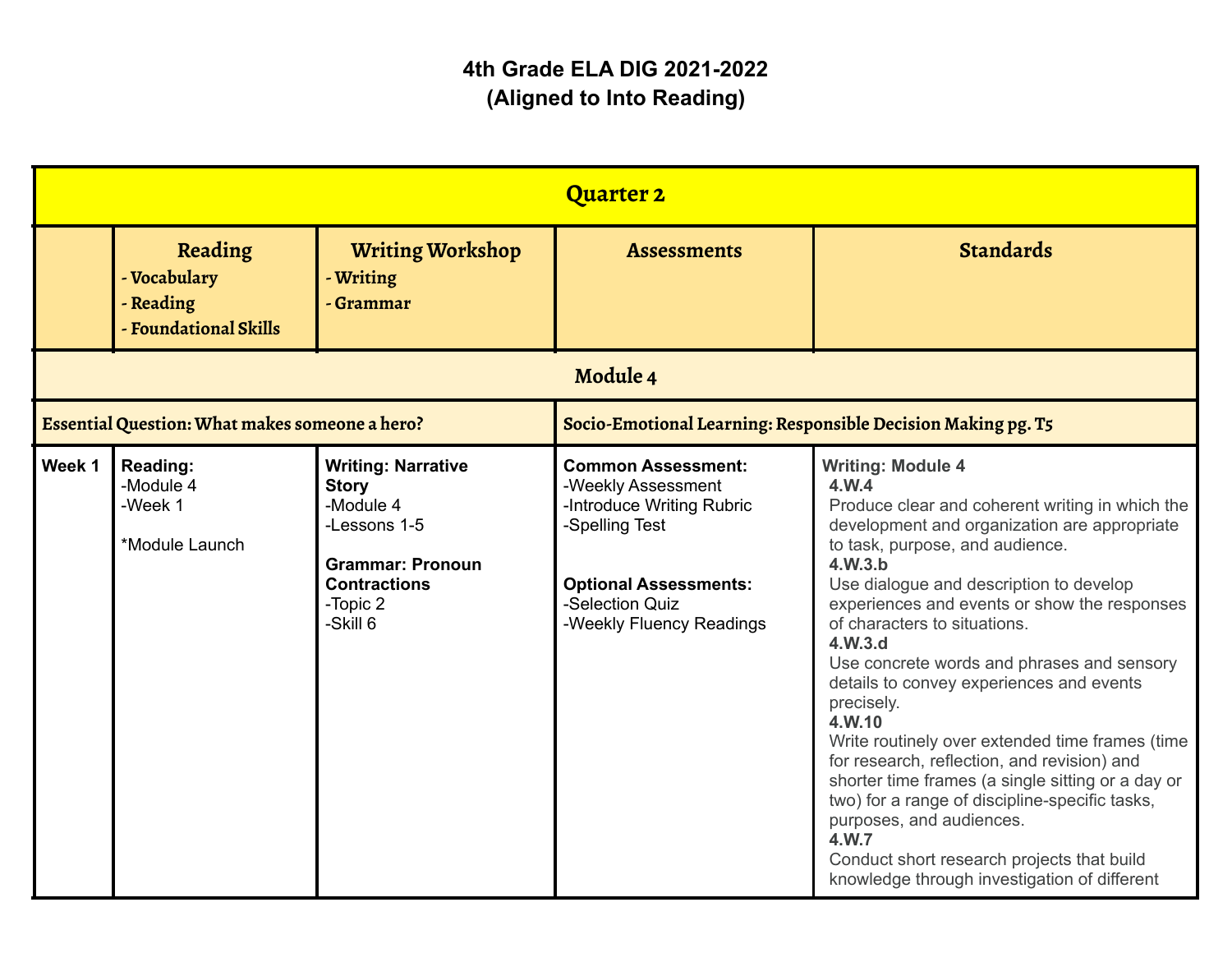# 4th Grade ELA DIG 2021-2022
## (Aligned to Into Reading)

| Quarter 2 | | | | |
|---|---|---|---|---|
| | **Reading**<br>**- Vocabulary**<br>**- Reading**<br>**- Foundational Skills** | **Writing Workshop**<br>**- Writing**<br>**- Grammar** | **Assessments** | **Standards** |
| **Module 4** | | | | |
| **Essential Question: What makes someone a hero?** | | | **Socio-Emotional Learning: Responsible Decision Making pg. T5** | |
| **Week 1** | **Reading:**<br>-Module 4<br>-Week 1<br><br>*Module Launch | **Writing: Narrative Story**<br>-Module 4<br>-Lessons 1-5<br><br>**Grammar: Pronoun Contractions**<br>-Topic 2<br>-Skill 6 | **Common Assessment:**<br>-Weekly Assessment<br>-Introduce Writing Rubric<br>-Spelling Test<br><br>**Optional Assessments:**<br>-Selection Quiz<br>-Weekly Fluency Readings | **Writing: Module 4**<br>**4.W.4**<br>Produce clear and coherent writing in which the development and organization are appropriate to task, purpose, and audience.<br>**4.W.3.b**<br>Use dialogue and description to develop experiences and events or show the responses of characters to situations.<br>**4.W.3.d**<br>Use concrete words and phrases and sensory details to convey experiences and events precisely.<br>**4.W.10**<br>Write routinely over extended time frames (time for research, reflection, and revision) and shorter time frames (a single sitting or a day or two) for a range of discipline-specific tasks, purposes, and audiences.<br>**4.W.7**<br>Conduct short research projects that build knowledge through investigation of different |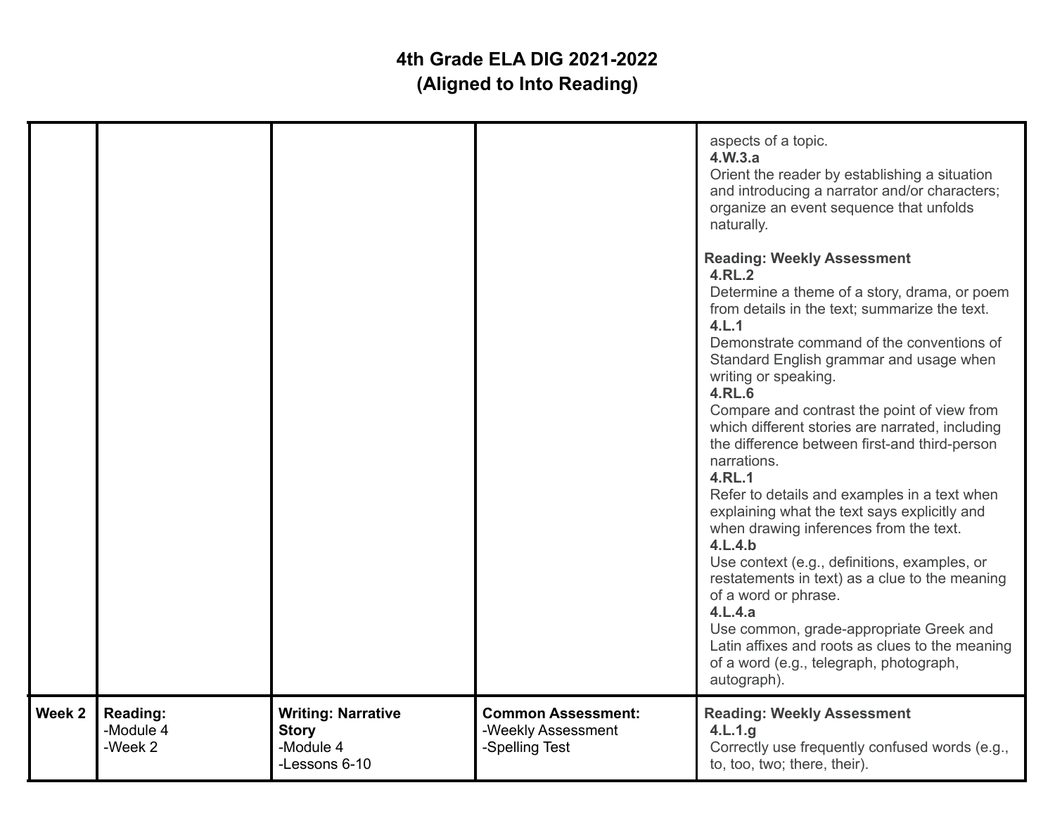# 4th Grade ELA DIG 2021-2022
## (Aligned to Into Reading)

| | | | | |
|---|---|---|---|---|
| | | | | aspects of a topic.<br>**4.W.3.a**<br>Orient the reader by establishing a situation and introducing a narrator and/or characters; organize an event sequence that unfolds naturally.<br><br>**Reading: Weekly Assessment**<br>**4.RL.2**<br>Determine a theme of a story, drama, or poem from details in the text; summarize the text.<br>**4.L.1**<br>Demonstrate command of the conventions of Standard English grammar and usage when writing or speaking.<br>**4.RL.6**<br>Compare and contrast the point of view from which different stories are narrated, including the difference between first-and third-person narrations.<br>**4.RL.1**<br>Refer to details and examples in a text when explaining what the text says explicitly and when drawing inferences from the text.<br>**4.L.4.b**<br>Use context (e.g., definitions, examples, or restatements in text) as a clue to the meaning of a word or phrase.<br>**4.L.4.a**<br>Use common, grade-appropriate Greek and Latin affixes and roots as clues to the meaning of a word (e.g., telegraph, photograph, autograph). |
| **Week 2** | **Reading:**<br>-Module 4<br>-Week 2 | **Writing: Narrative Story**<br>-Module 4<br>-Lessons 6-10 | **Common Assessment:**<br>-Weekly Assessment<br>-Spelling Test | **Reading: Weekly Assessment**<br>**4.L.1.g**<br>Correctly use frequently confused words (e.g., to, too, two; there, their). |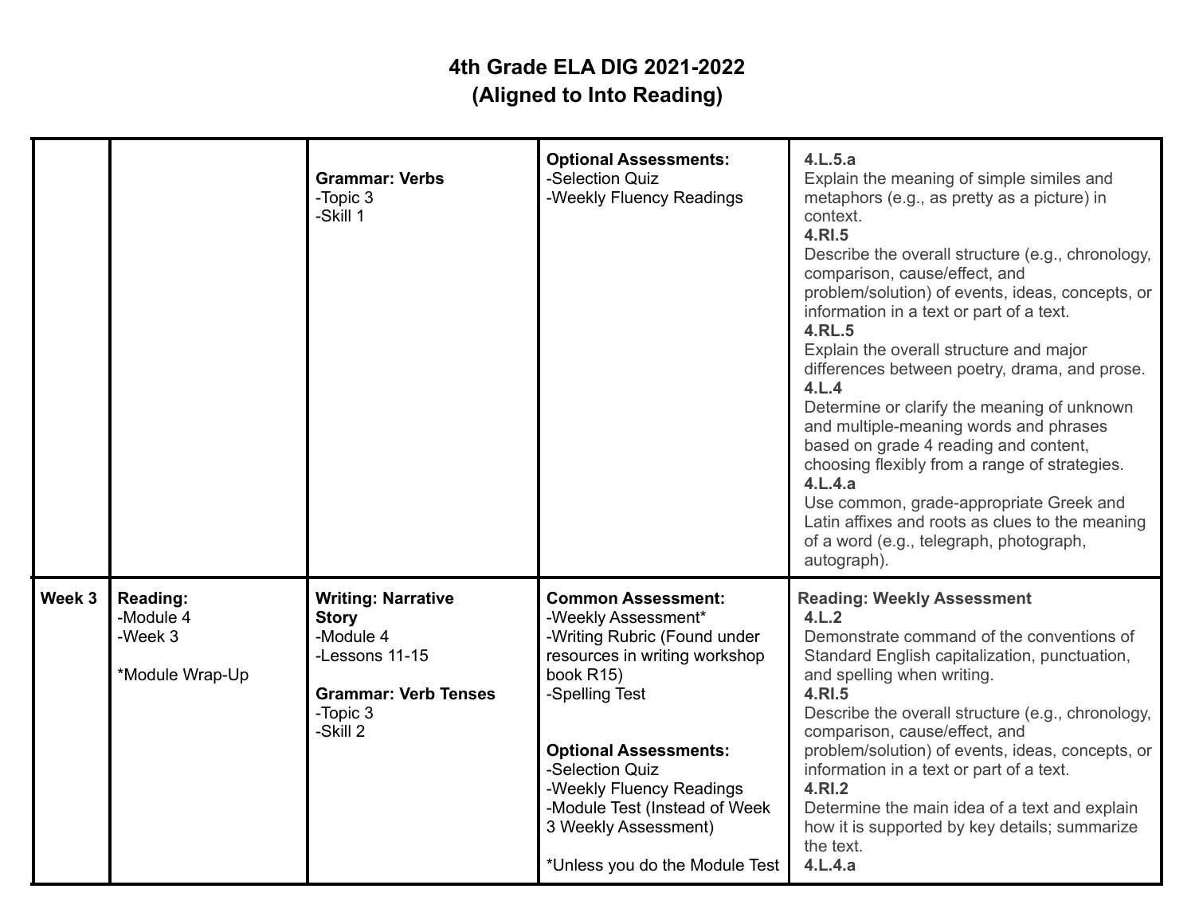# 4th Grade ELA DIG 2021-2022
## (Aligned to Into Reading)

| | | | | |
|---|---|---|---|---|
| | | **Grammar: Verbs**<br>-Topic 3<br>-Skill 1 | **Optional Assessments:**<br>-Selection Quiz<br>-Weekly Fluency Readings | **4.L.5.a**<br>Explain the meaning of simple similes and metaphors (e.g., as pretty as a picture) in context.<br>**4.RI.5**<br>Describe the overall structure (e.g., chronology, comparison, cause/effect, and problem/solution) of events, ideas, concepts, or information in a text or part of a text.<br>**4.RL.5**<br>Explain the overall structure and major differences between poetry, drama, and prose.<br>**4.L.4**<br>Determine or clarify the meaning of unknown and multiple-meaning words and phrases based on grade 4 reading and content, choosing flexibly from a range of strategies.<br>**4.L.4.a**<br>Use common, grade-appropriate Greek and Latin affixes and roots as clues to the meaning of a word (e.g., telegraph, photograph, autograph). |
| **Week 3** | **Reading:**<br>-Module 4<br>-Week 3<br><br>*Module Wrap-Up | **Writing: Narrative Story**<br>-Module 4<br>-Lessons 11-15<br><br>**Grammar: Verb Tenses**<br>-Topic 3<br>-Skill 2 | **Common Assessment:**<br>-Weekly Assessment*<br>-Writing Rubric (Found under resources in writing workshop book R15)<br>-Spelling Test<br><br>**Optional Assessments:**<br>-Selection Quiz<br>-Weekly Fluency Readings<br>-Module Test (Instead of Week 3 Weekly Assessment)<br><br>*Unless you do the Module Test | **Reading: Weekly Assessment**<br>**4.L.2**<br>Demonstrate command of the conventions of Standard English capitalization, punctuation, and spelling when writing.<br>**4.RI.5**<br>Describe the overall structure (e.g., chronology, comparison, cause/effect, and problem/solution) of events, ideas, concepts, or information in a text or part of a text.<br>**4.RI.2**<br>Determine the main idea of a text and explain how it is supported by key details; summarize the text.<br>**4.L.4.a** |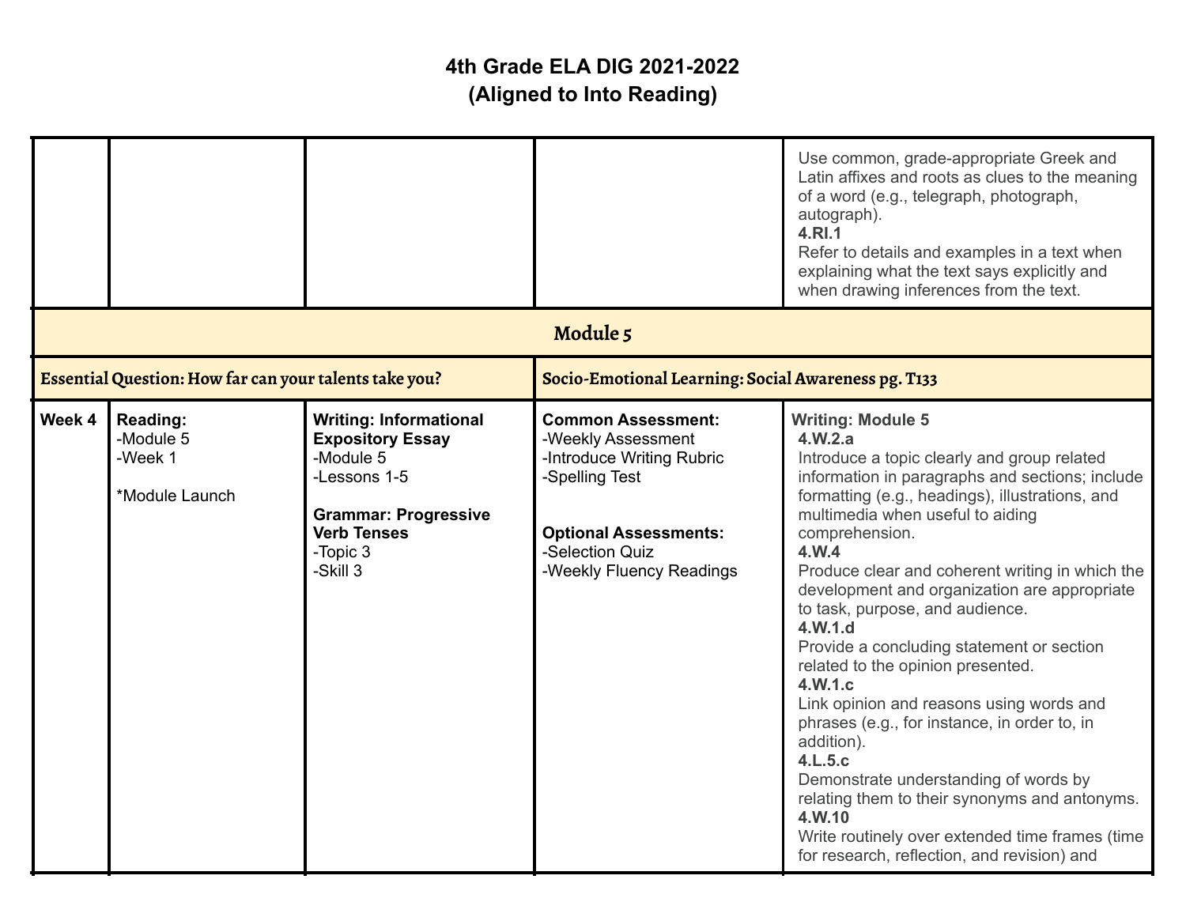# 4th Grade ELA DIG 2021-2022
## (Aligned to Into Reading)

| | | | | |
|---|---|---|---|---|
| | | | | Use common, grade-appropriate Greek and Latin affixes and roots as clues to the meaning of a word (e.g., telegraph, photograph, autograph).<br>**4.RI.1**<br>Refer to details and examples in a text when explaining what the text says explicitly and when drawing inferences from the text. |
| **Module 5** | | | | |
| **Essential Question: How far can your talents take you?** | | | **Socio-Emotional Learning: Social Awareness pg. T133** | |
| **Week 4** | **Reading:**<br>-Module 5<br>-Week 1<br><br>*Module Launch | **Writing: Informational Expository Essay**<br>-Module 5<br>-Lessons 1-5<br><br>**Grammar: Progressive Verb Tenses**<br>-Topic 3<br>-Skill 3 | **Common Assessment:**<br>-Weekly Assessment<br>-Introduce Writing Rubric<br>-Spelling Test<br><br>**Optional Assessments:**<br>-Selection Quiz<br>-Weekly Fluency Readings | **Writing: Module 5**<br>**4.W.2.a**<br>Introduce a topic clearly and group related information in paragraphs and sections; include formatting (e.g., headings), illustrations, and multimedia when useful to aiding comprehension.<br>**4.W.4**<br>Produce clear and coherent writing in which the development and organization are appropriate to task, purpose, and audience.<br>**4.W.1.d**<br>Provide a concluding statement or section related to the opinion presented.<br>**4.W.1.c**<br>Link opinion and reasons using words and phrases (e.g., for instance, in order to, in addition).<br>**4.L.5.c**<br>Demonstrate understanding of words by relating them to their synonyms and antonyms.<br>**4.W.10**<br>Write routinely over extended time frames (time for research, reflection, and revision) and |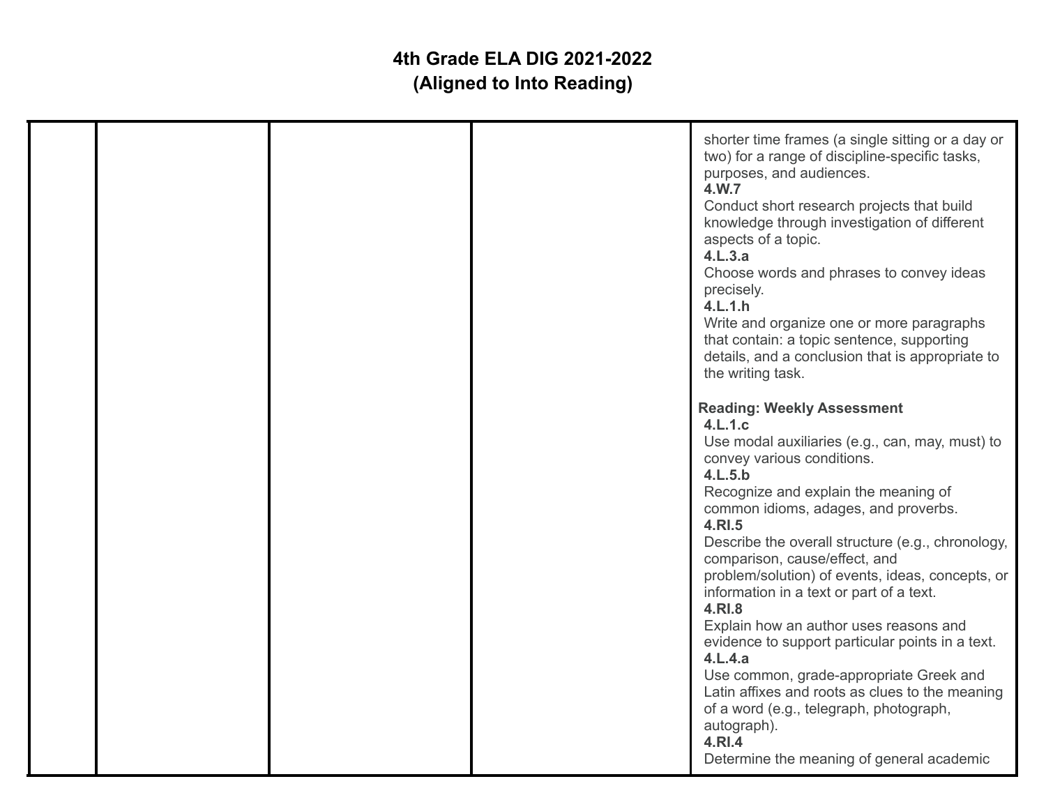# 4th Grade ELA DIG 2021-2022
## (Aligned to Into Reading)

| | | | | |
|---|---|---|---|---|
| | | | | shorter time frames (a single sitting or a day or two) for a range of discipline-specific tasks, purposes, and audiences.<br>**4.W.7**<br>Conduct short research projects that build knowledge through investigation of different aspects of a topic.<br>**4.L.3.a**<br>Choose words and phrases to convey ideas precisely.<br>**4.L.1.h**<br>Write and organize one or more paragraphs that contain: a topic sentence, supporting details, and a conclusion that is appropriate to the writing task.<br><br>**Reading: Weekly Assessment**<br>**4.L.1.c**<br>Use modal auxiliaries (e.g., can, may, must) to convey various conditions.<br>**4.L.5.b**<br>Recognize and explain the meaning of common idioms, adages, and proverbs.<br>**4.RI.5**<br>Describe the overall structure (e.g., chronology, comparison, cause/effect, and problem/solution) of events, ideas, concepts, or information in a text or part of a text.<br>**4.RI.8**<br>Explain how an author uses reasons and evidence to support particular points in a text.<br>**4.L.4.a**<br>Use common, grade-appropriate Greek and Latin affixes and roots as clues to the meaning of a word (e.g., telegraph, photograph, autograph).<br>**4.RI.4**<br>Determine the meaning of general academic |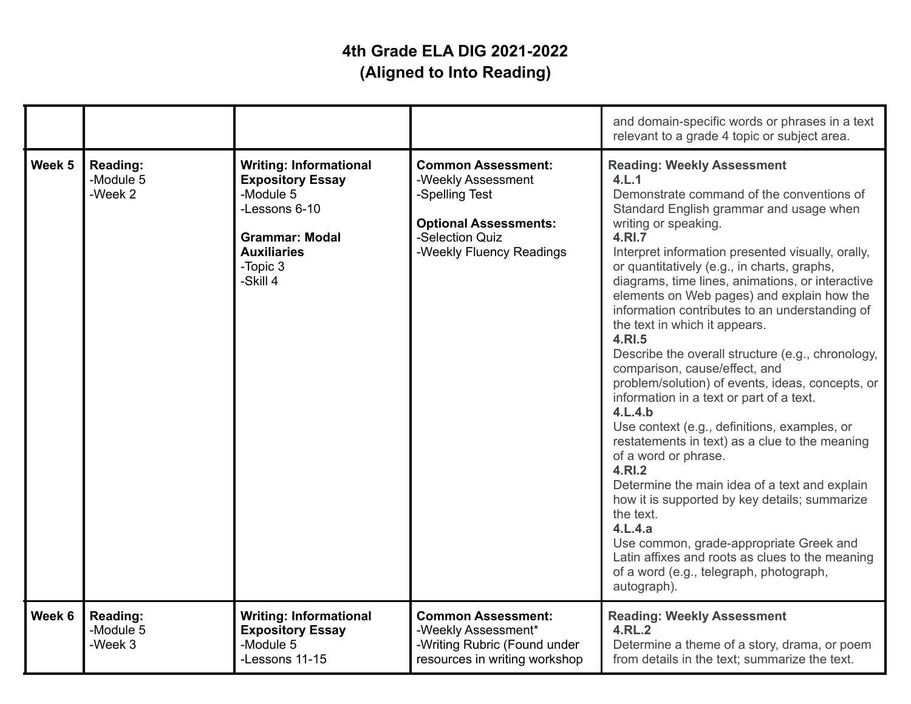# 4th Grade ELA DIG 2021-2022
## (Aligned to Into Reading)

| | | | | |
|---|---|---|---|---|
| | | | | and domain-specific words or phrases in a text relevant to a grade 4 topic or subject area. |
| **Week 5** | **Reading:**<br>-Module 5<br>-Week 2 | **Writing: Informational Expository Essay**<br>-Module 5<br>-Lessons 6-10<br><br>**Grammar: Modal Auxiliaries**<br>-Topic 3<br>-Skill 4 | **Common Assessment:**<br>-Weekly Assessment<br>-Spelling Test<br><br>**Optional Assessments:**<br>-Selection Quiz<br>-Weekly Fluency Readings | **Reading: Weekly Assessment**<br>**4.L.1**<br>Demonstrate command of the conventions of Standard English grammar and usage when writing or speaking.<br>**4.RI.7**<br>Interpret information presented visually, orally, or quantitatively (e.g., in charts, graphs, diagrams, time lines, animations, or interactive elements on Web pages) and explain how the information contributes to an understanding of the text in which it appears.<br>**4.RI.5**<br>Describe the overall structure (e.g., chronology, comparison, cause/effect, and problem/solution) of events, ideas, concepts, or information in a text or part of a text.<br>**4.L.4.b**<br>Use context (e.g., definitions, examples, or restatements in text) as a clue to the meaning of a word or phrase.<br>**4.RI.2**<br>Determine the main idea of a text and explain how it is supported by key details; summarize the text.<br>**4.L.4.a**<br>Use common, grade-appropriate Greek and Latin affixes and roots as clues to the meaning of a word (e.g., telegraph, photograph, autograph). |
| **Week 6** | **Reading:**<br>-Module 5<br>-Week 3 | **Writing: Informational Expository Essay**<br>-Module 5<br>-Lessons 11-15 | **Common Assessment:**<br>-Weekly Assessment*<br>-Writing Rubric (Found under resources in writing workshop | **Reading: Weekly Assessment**<br>**4.RL.2**<br>Determine a theme of a story, drama, or poem from details in the text; summarize the text. |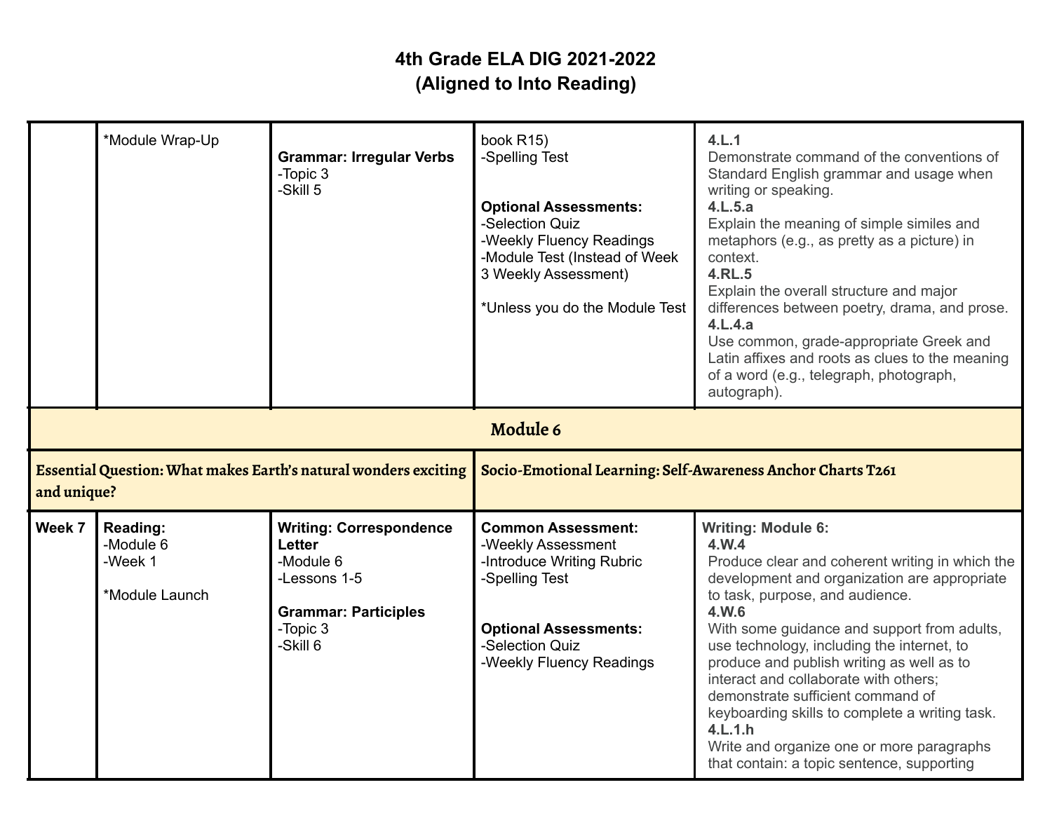# 4th Grade ELA DIG 2021-2022
# (Aligned to Into Reading)

| | | | | |
|---|---|---|---|---|
| | *Module Wrap-Up | **Grammar: Irregular Verbs**<br>-Topic 3<br>-Skill 5 | book R15)<br>-Spelling Test<br><br>**Optional Assessments:**<br>-Selection Quiz<br>-Weekly Fluency Readings<br>-Module Test (Instead of Week 3 Weekly Assessment)<br><br>*Unless you do the Module Test | **4.L.1**<br>Demonstrate command of the conventions of Standard English grammar and usage when writing or speaking.<br>**4.L.5.a**<br>Explain the meaning of simple similes and metaphors (e.g., as pretty as a picture) in context.<br>**4.RL.5**<br>Explain the overall structure and major differences between poetry, drama, and prose.<br>**4.L.4.a**<br>Use common, grade-appropriate Greek and Latin affixes and roots as clues to the meaning of a word (e.g., telegraph, photograph, autograph). |
| **Module 6** | | | | |
| **Essential Question: What makes Earth's natural wonders exciting and unique?** | | | **Socio-Emotional Learning: Self-Awareness Anchor Charts T261** | |
| **Week 7** | **Reading:**<br>-Module 6<br>-Week 1<br><br>*Module Launch | **Writing: Correspondence Letter**<br>-Module 6<br>-Lessons 1-5<br><br>**Grammar: Participles**<br>-Topic 3<br>-Skill 6 | **Common Assessment:**<br>-Weekly Assessment<br>-Introduce Writing Rubric<br>-Spelling Test<br><br>**Optional Assessments:**<br>-Selection Quiz<br>-Weekly Fluency Readings | **Writing: Module 6:**<br>**4.W.4**<br>Produce clear and coherent writing in which the development and organization are appropriate to task, purpose, and audience.<br>**4.W.6**<br>With some guidance and support from adults, use technology, including the internet, to produce and publish writing as well as to interact and collaborate with others; demonstrate sufficient command of keyboarding skills to complete a writing task.<br>**4.L.1.h**<br>Write and organize one or more paragraphs that contain: a topic sentence, supporting |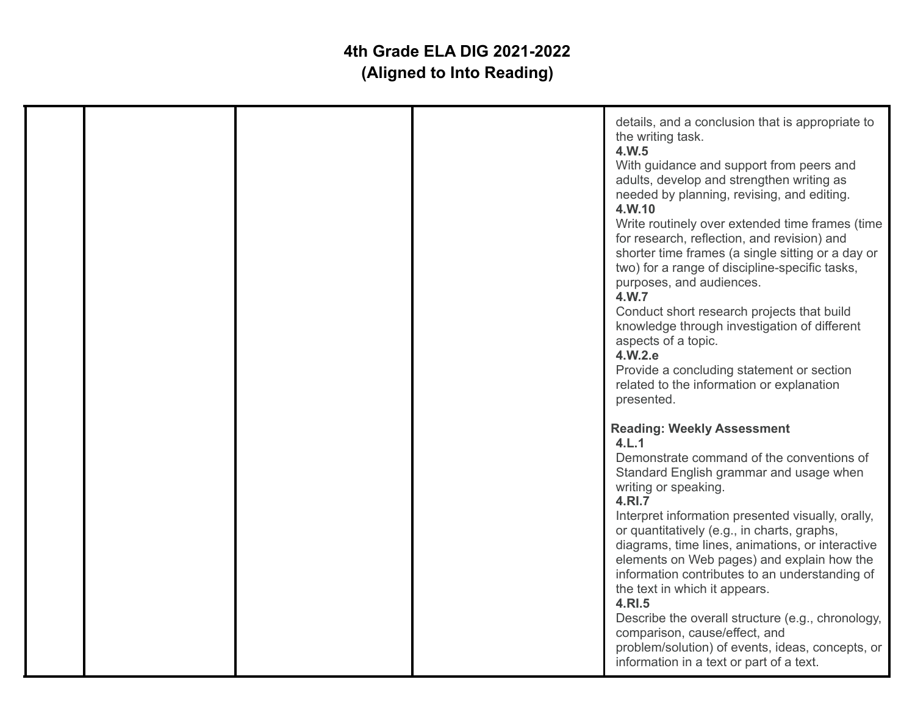# 4th Grade ELA DIG 2021-2022
## (Aligned to Into Reading)

| | | | | |
|---|---|---|---|---|
| | | | | details, and a conclusion that is appropriate to the writing task.<br>**4.W.5**<br>With guidance and support from peers and adults, develop and strengthen writing as needed by planning, revising, and editing.<br>**4.W.10**<br>Write routinely over extended time frames (time for research, reflection, and revision) and shorter time frames (a single sitting or a day or two) for a range of discipline-specific tasks, purposes, and audiences.<br>**4.W.7**<br>Conduct short research projects that build knowledge through investigation of different aspects of a topic.<br>**4.W.2.e**<br>Provide a concluding statement or section related to the information or explanation presented.<br><br>**Reading: Weekly Assessment**<br>**4.L.1**<br>Demonstrate command of the conventions of Standard English grammar and usage when writing or speaking.<br>**4.RI.7**<br>Interpret information presented visually, orally, or quantitatively (e.g., in charts, graphs, diagrams, time lines, animations, or interactive elements on Web pages) and explain how the information contributes to an understanding of the text in which it appears.<br>**4.RI.5**<br>Describe the overall structure (e.g., chronology, comparison, cause/effect, and problem/solution) of events, ideas, concepts, or information in a text or part of a text. |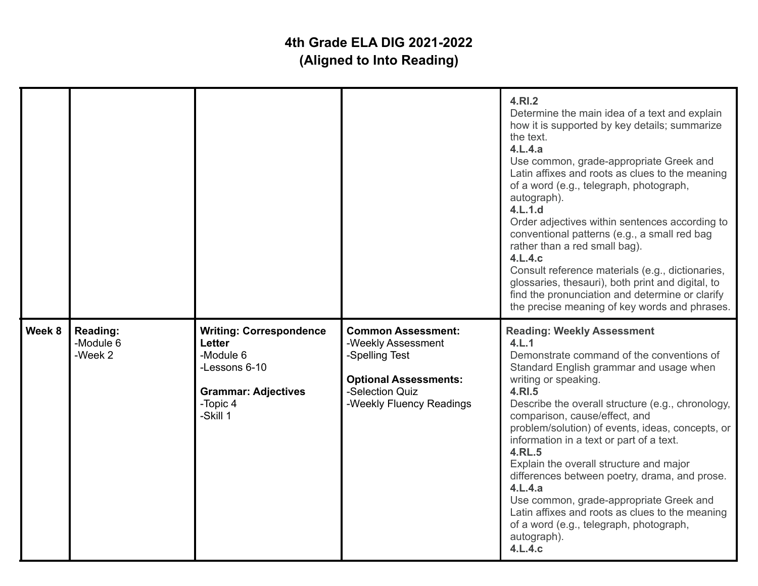# 4th Grade ELA DIG 2021-2022
## (Aligned to Into Reading)

| | | | | |
|---|---|---|---|---|
| | | | | **4.RI.2**<br>Determine the main idea of a text and explain how it is supported by key details; summarize the text.<br>**4.L.4.a**<br>Use common, grade-appropriate Greek and Latin affixes and roots as clues to the meaning of a word (e.g., telegraph, photograph, autograph).<br>**4.L.1.d**<br>Order adjectives within sentences according to conventional patterns (e.g., a small red bag rather than a red small bag).<br>**4.L.4.c**<br>Consult reference materials (e.g., dictionaries, glossaries, thesauri), both print and digital, to find the pronunciation and determine or clarify the precise meaning of key words and phrases. |
| **Week 8** | **Reading:**<br>-Module 6<br>-Week 2 | **Writing: Correspondence Letter**<br>-Module 6<br>-Lessons 6-10<br><br>**Grammar: Adjectives**<br>-Topic 4<br>-Skill 1 | **Common Assessment:**<br>-Weekly Assessment<br>-Spelling Test<br><br>**Optional Assessments:**<br>-Selection Quiz<br>-Weekly Fluency Readings | **Reading: Weekly Assessment**<br>**4.L.1**<br>Demonstrate command of the conventions of Standard English grammar and usage when writing or speaking.<br>**4.RI.5**<br>Describe the overall structure (e.g., chronology, comparison, cause/effect, and problem/solution) of events, ideas, concepts, or information in a text or part of a text.<br>**4.RL.5**<br>Explain the overall structure and major differences between poetry, drama, and prose.<br>**4.L.4.a**<br>Use common, grade-appropriate Greek and Latin affixes and roots as clues to the meaning of a word (e.g., telegraph, photograph, autograph).<br>**4.L.4.c** |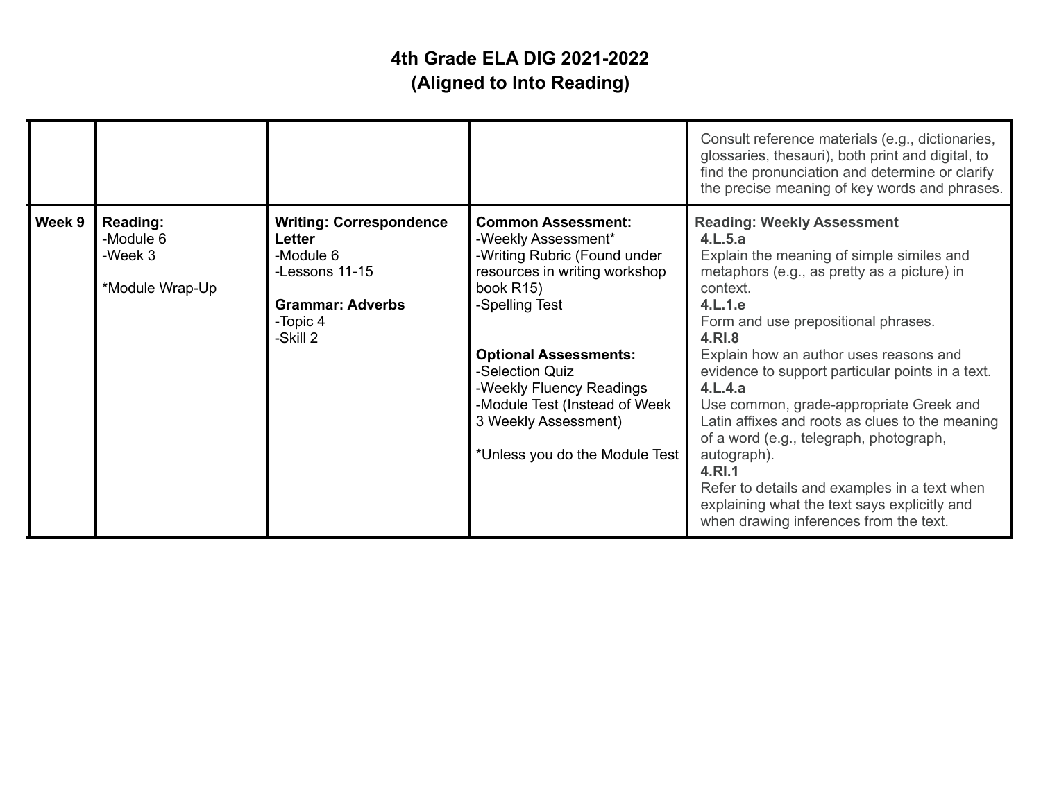# 4th Grade ELA DIG 2021-2022
## (Aligned to Into Reading)

| | | | | |
|---|---|---|---|---|
| | | | | Consult reference materials (e.g., dictionaries, glossaries, thesauri), both print and digital, to find the pronunciation and determine or clarify the precise meaning of key words and phrases. |
| **Week 9** | **Reading:**<br>-Module 6<br>-Week 3<br><br>*Module Wrap-Up | **Writing: Correspondence Letter**<br>-Module 6<br>-Lessons 11-15<br><br>**Grammar: Adverbs**<br>-Topic 4<br>-Skill 2 | **Common Assessment:**<br>-Weekly Assessment*<br>-Writing Rubric (Found under resources in writing workshop book R15)<br>-Spelling Test<br><br>**Optional Assessments:**<br>-Selection Quiz<br>-Weekly Fluency Readings<br>-Module Test (Instead of Week 3 Weekly Assessment)<br><br>*Unless you do the Module Test | **Reading: Weekly Assessment**<br>**4.L.5.a**<br>Explain the meaning of simple similes and metaphors (e.g., as pretty as a picture) in context.<br>**4.L.1.e**<br>Form and use prepositional phrases.<br>**4.RI.8**<br>Explain how an author uses reasons and evidence to support particular points in a text.<br>**4.L.4.a**<br>Use common, grade-appropriate Greek and Latin affixes and roots as clues to the meaning of a word (e.g., telegraph, photograph, autograph).<br>**4.RI.1**<br>Refer to details and examples in a text when explaining what the text says explicitly and when drawing inferences from the text. |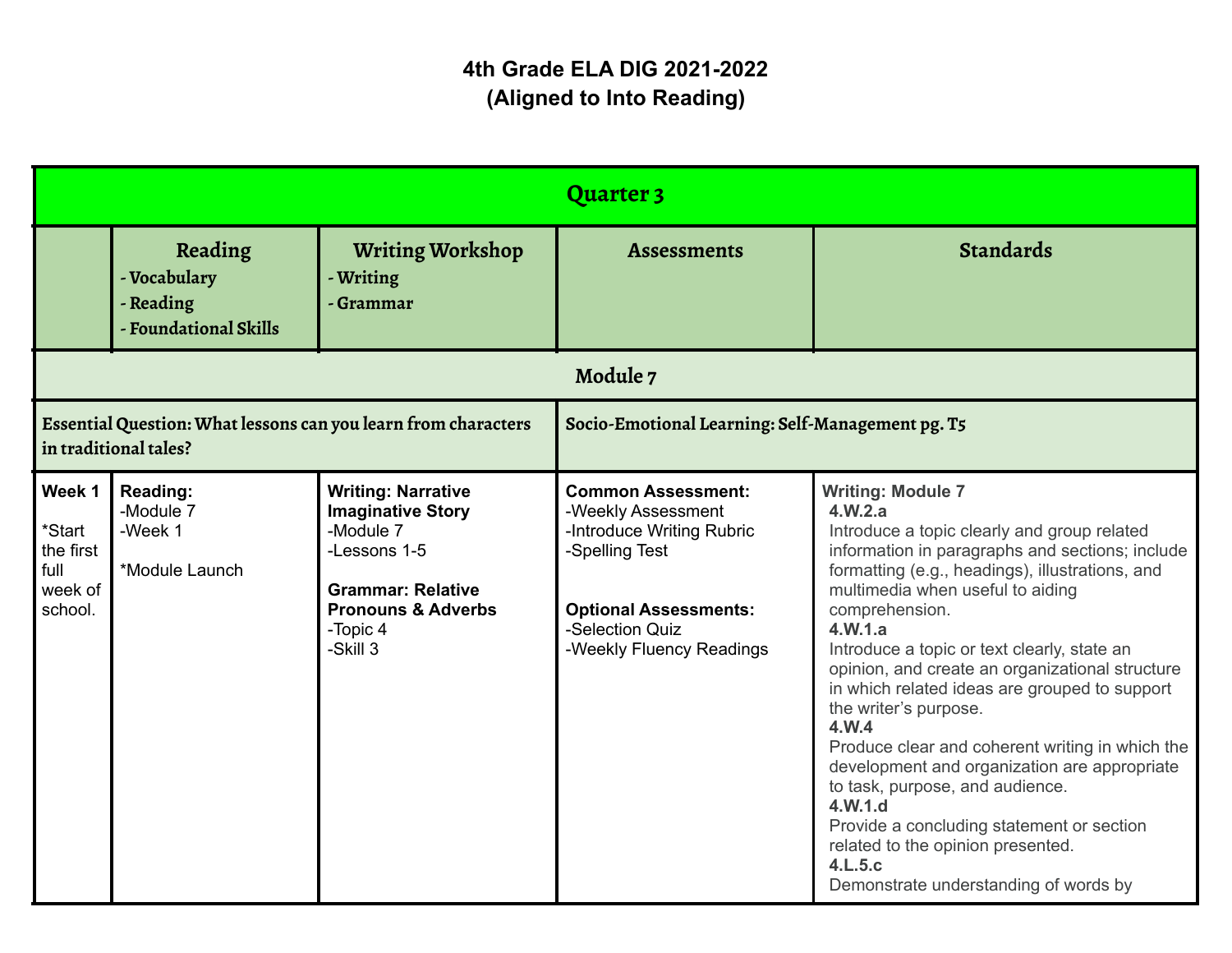# 4th Grade ELA DIG 2021-2022
## (Aligned to Into Reading)

| Quarter 3 | | | | |
|---|---|---|---|---|
| | **Reading**<br>**- Vocabulary**<br>**- Reading**<br>**- Foundational Skills** | **Writing Workshop**<br>**- Writing**<br>**- Grammar** | **Assessments** | **Standards** |
| **Module 7** | | | | |
| **Essential Question: What lessons can you learn from characters in traditional tales?** | | | **Socio-Emotional Learning: Self-Management pg. T5** | |
| **Week 1**<br><br>*Start the first full week of school. | **Reading:**<br>-Module 7<br>-Week 1<br><br>*Module Launch | **Writing: Narrative Imaginative Story**<br>-Module 7<br>-Lessons 1-5<br><br>**Grammar: Relative Pronouns & Adverbs**<br>-Topic 4<br>-Skill 3 | **Common Assessment:**<br>-Weekly Assessment<br>-Introduce Writing Rubric<br>-Spelling Test<br><br>**Optional Assessments:**<br>-Selection Quiz<br>-Weekly Fluency Readings | **Writing: Module 7**<br>**4.W.2.a**<br>Introduce a topic clearly and group related information in paragraphs and sections; include formatting (e.g., headings), illustrations, and multimedia when useful to aiding comprehension.<br>**4.W.1.a**<br>Introduce a topic or text clearly, state an opinion, and create an organizational structure in which related ideas are grouped to support the writer's purpose.<br>**4.W.4**<br>Produce clear and coherent writing in which the development and organization are appropriate to task, purpose, and audience.<br>**4.W.1.d**<br>Provide a concluding statement or section related to the opinion presented.<br>**4.L.5.c**<br>Demonstrate understanding of words by |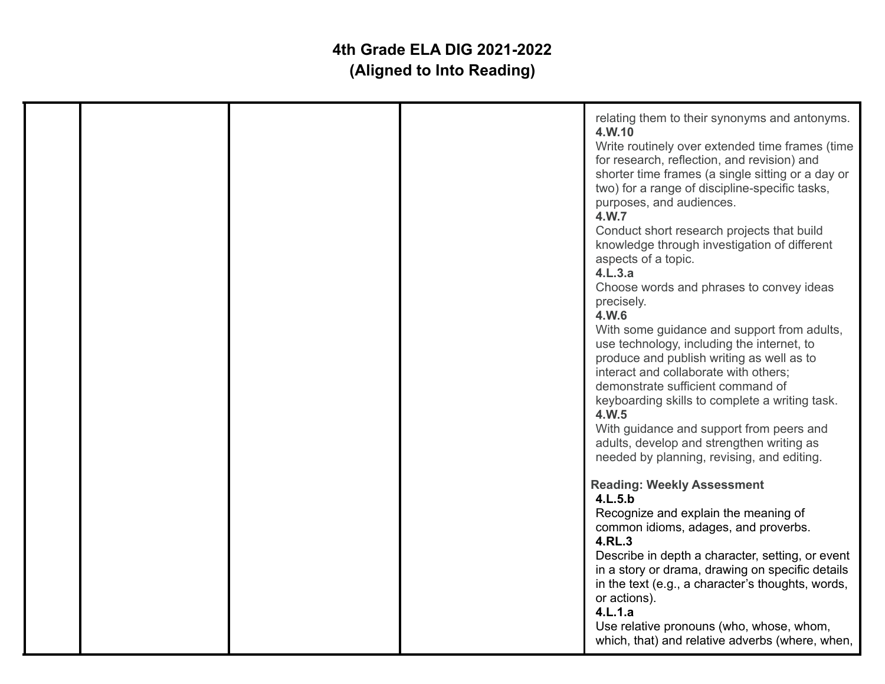# 4th Grade ELA DIG 2021-2022
## (Aligned to Into Reading)

| | | | | |
|---|---|---|---|---|
| | | | | relating them to their synonyms and antonyms.<br>**4.W.10**<br>Write routinely over extended time frames (time for research, reflection, and revision) and shorter time frames (a single sitting or a day or two) for a range of discipline-specific tasks, purposes, and audiences.<br>**4.W.7**<br>Conduct short research projects that build knowledge through investigation of different aspects of a topic.<br>**4.L.3.a**<br>Choose words and phrases to convey ideas precisely.<br>**4.W.6**<br>With some guidance and support from adults, use technology, including the internet, to produce and publish writing as well as to interact and collaborate with others; demonstrate sufficient command of keyboarding skills to complete a writing task.<br>**4.W.5**<br>With guidance and support from peers and adults, develop and strengthen writing as needed by planning, revising, and editing.<br><br>**Reading: Weekly Assessment**<br>**4.L.5.b**<br>Recognize and explain the meaning of common idioms, adages, and proverbs.<br>**4.RL.3**<br>Describe in depth a character, setting, or event in a story or drama, drawing on specific details in the text (e.g., a character's thoughts, words, or actions).<br>**4.L.1.a**<br>Use relative pronouns (who, whose, whom, which, that) and relative adverbs (where, when, |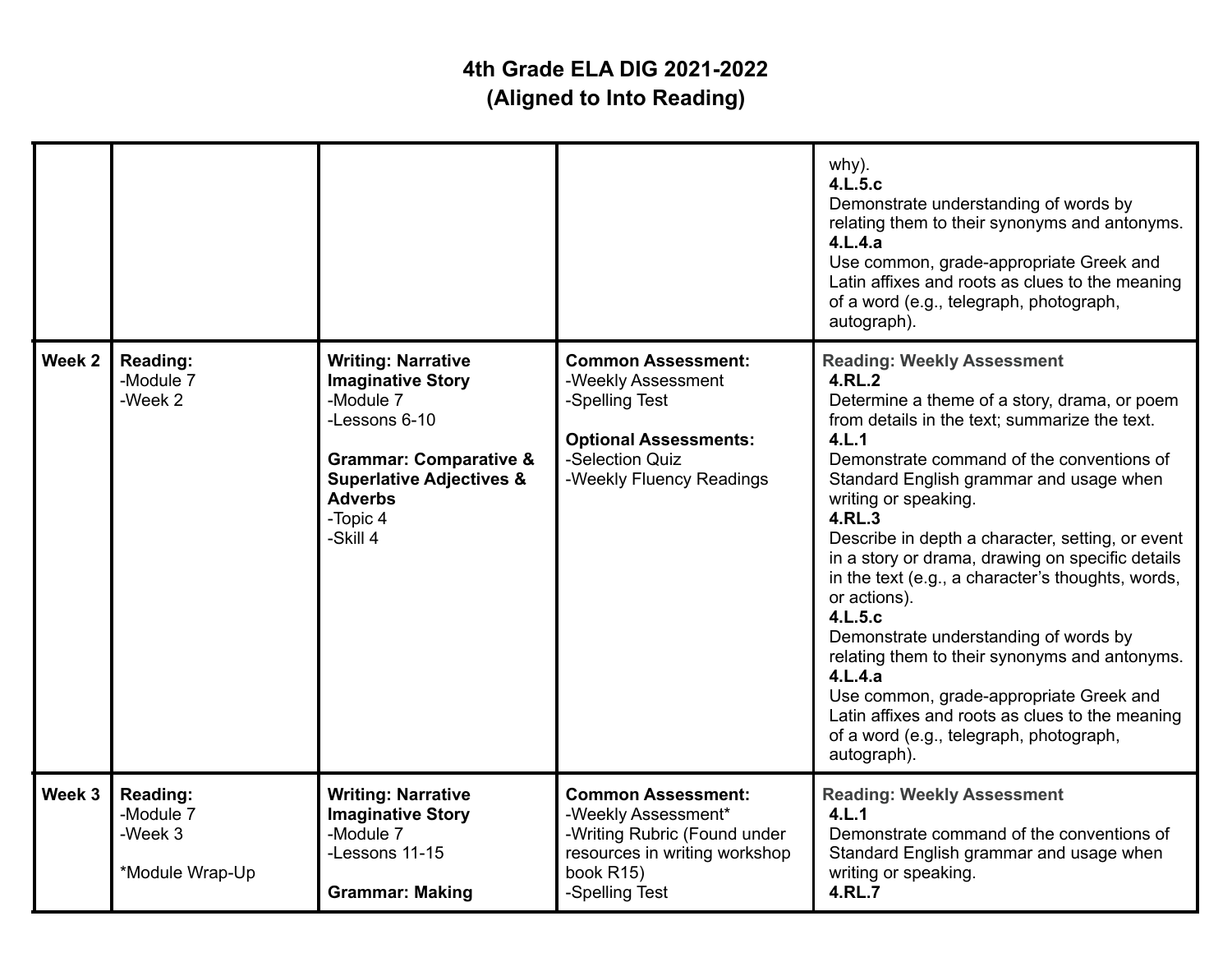# 4th Grade ELA DIG 2021-2022
## (Aligned to Into Reading)

| | | | | |
|---|---|---|---|---|
| | | | | why).<br>**4.L.5.c**<br>Demonstrate understanding of words by relating them to their synonyms and antonyms.<br>**4.L.4.a**<br>Use common, grade-appropriate Greek and Latin affixes and roots as clues to the meaning of a word (e.g., telegraph, photograph, autograph). |
| **Week 2** | **Reading:**<br>-Module 7<br>-Week 2 | **Writing: Narrative Imaginative Story**<br>-Module 7<br>-Lessons 6-10<br><br>**Grammar: Comparative & Superlative Adjectives & Adverbs**<br>-Topic 4<br>-Skill 4 | **Common Assessment:**<br>-Weekly Assessment<br>-Spelling Test<br><br>**Optional Assessments:**<br>-Selection Quiz<br>-Weekly Fluency Readings | **Reading: Weekly Assessment**<br>**4.RL.2**<br>Determine a theme of a story, drama, or poem from details in the text; summarize the text.<br>**4.L.1**<br>Demonstrate command of the conventions of Standard English grammar and usage when writing or speaking.<br>**4.RL.3**<br>Describe in depth a character, setting, or event in a story or drama, drawing on specific details in the text (e.g., a character's thoughts, words, or actions).<br>**4.L.5.c**<br>Demonstrate understanding of words by relating them to their synonyms and antonyms.<br>**4.L.4.a**<br>Use common, grade-appropriate Greek and Latin affixes and roots as clues to the meaning of a word (e.g., telegraph, photograph, autograph). |
| **Week 3** | **Reading:**<br>-Module 7<br>-Week 3<br><br>*Module Wrap-Up | **Writing: Narrative Imaginative Story**<br>-Module 7<br>-Lessons 11-15<br><br>**Grammar: Making** | **Common Assessment:**<br>-Weekly Assessment*<br>-Writing Rubric (Found under resources in writing workshop book R15)<br>-Spelling Test | **Reading: Weekly Assessment**<br>**4.L.1**<br>Demonstrate command of the conventions of Standard English grammar and usage when writing or speaking.<br>**4.RL.7** |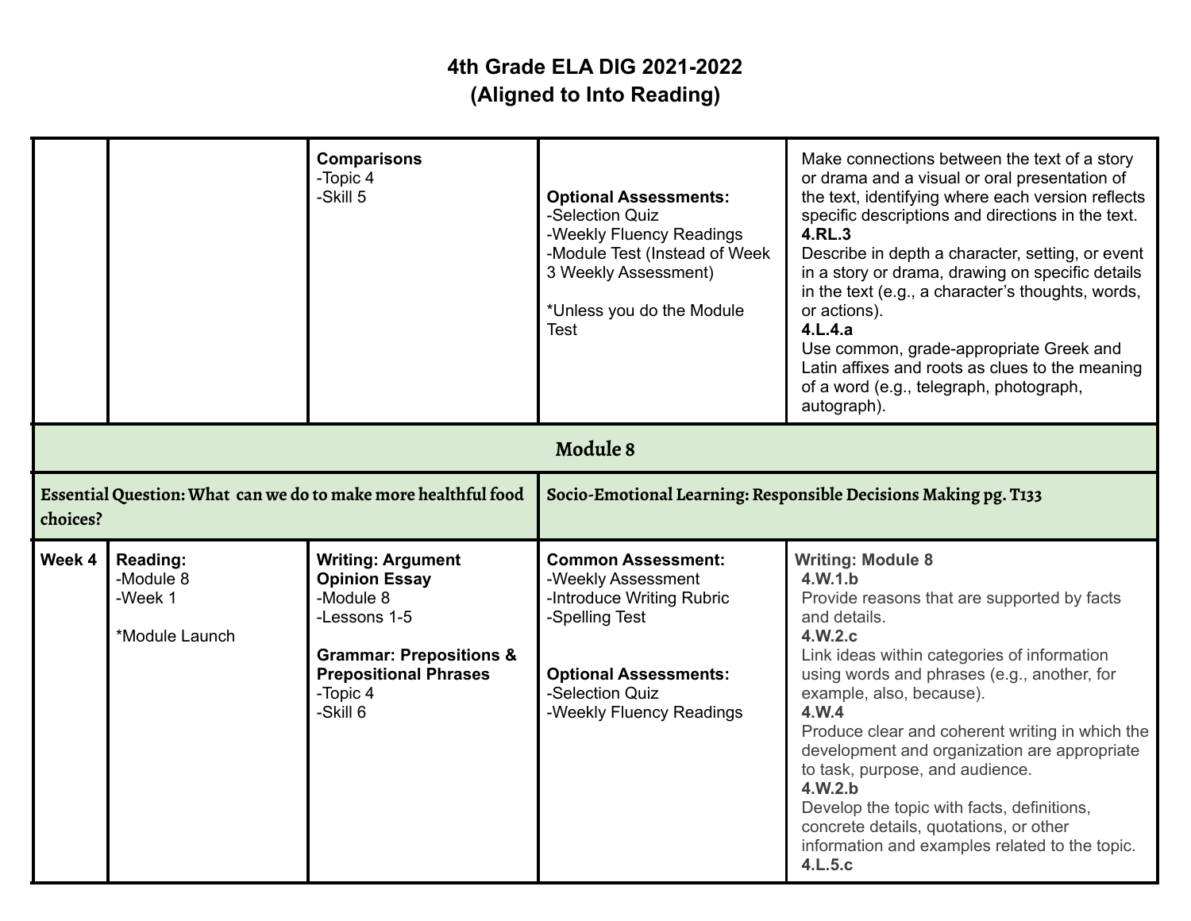# 4th Grade ELA DIG 2021-2022
## (Aligned to Into Reading)

| | | | | |
|---|---|---|---|---|
| | | **Comparisons**<br>-Topic 4<br>-Skill 5 | **Optional Assessments:**<br>-Selection Quiz<br>-Weekly Fluency Readings<br>-Module Test (Instead of Week 3 Weekly Assessment)<br><br>*Unless you do the Module Test | Make connections between the text of a story or drama and a visual or oral presentation of the text, identifying where each version reflects specific descriptions and directions in the text.<br>**4.RL.3**<br>Describe in depth a character, setting, or event in a story or drama, drawing on specific details in the text (e.g., a character's thoughts, words, or actions).<br>**4.L.4.a**<br>Use common, grade-appropriate Greek and Latin affixes and roots as clues to the meaning of a word (e.g., telegraph, photograph, autograph). |
| **Module 8** | | | | |
| **Essential Question: What can we do to make more healthful food choices?** | | | **Socio-Emotional Learning: Responsible Decisions Making pg. T133** | |
| **Week 4** | **Reading:**<br>-Module 8<br>-Week 1<br><br>*Module Launch | **Writing: Argument Opinion Essay**<br>-Module 8<br>-Lessons 1-5<br><br>**Grammar: Prepositions & Prepositional Phrases**<br>-Topic 4<br>-Skill 6 | **Common Assessment:**<br>-Weekly Assessment<br>-Introduce Writing Rubric<br>-Spelling Test<br><br>**Optional Assessments:**<br>-Selection Quiz<br>-Weekly Fluency Readings | **Writing: Module 8**<br>**4.W.1.b**<br>Provide reasons that are supported by facts and details.<br>**4.W.2.c**<br>Link ideas within categories of information using words and phrases (e.g., another, for example, also, because).<br>**4.W.4**<br>Produce clear and coherent writing in which the development and organization are appropriate to task, purpose, and audience.<br>**4.W.2.b**<br>Develop the topic with facts, definitions, concrete details, quotations, or other information and examples related to the topic.<br>**4.L.5.c** |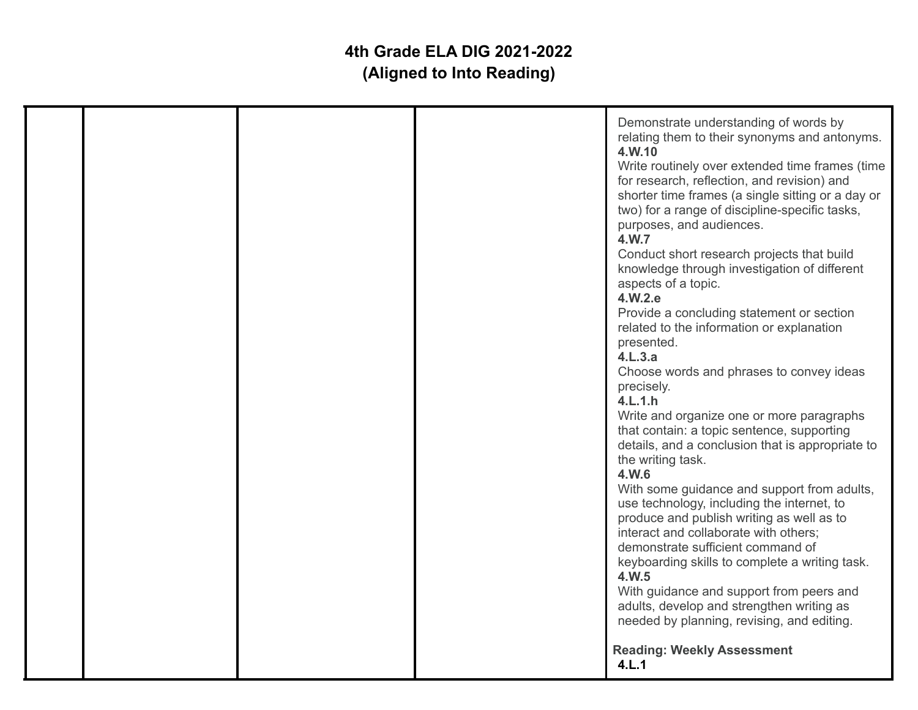# 4th Grade ELA DIG 2021-2022
## (Aligned to Into Reading)

| | | | | |
|---|---|---|---|---|
| | | | | Demonstrate understanding of words by relating them to their synonyms and antonyms.<br>**4.W.10**<br>Write routinely over extended time frames (time for research, reflection, and revision) and shorter time frames (a single sitting or a day or two) for a range of discipline-specific tasks, purposes, and audiences.<br>**4.W.7**<br>Conduct short research projects that build knowledge through investigation of different aspects of a topic.<br>**4.W.2.e**<br>Provide a concluding statement or section related to the information or explanation presented.<br>**4.L.3.a**<br>Choose words and phrases to convey ideas precisely.<br>**4.L.1.h**<br>Write and organize one or more paragraphs that contain: a topic sentence, supporting details, and a conclusion that is appropriate to the writing task.<br>**4.W.6**<br>With some guidance and support from adults, use technology, including the internet, to produce and publish writing as well as to interact and collaborate with others; demonstrate sufficient command of keyboarding skills to complete a writing task.<br>**4.W.5**<br>With guidance and support from peers and adults, develop and strengthen writing as needed by planning, revising, and editing.<br><br>**Reading: Weekly Assessment**<br>**4.L.1** |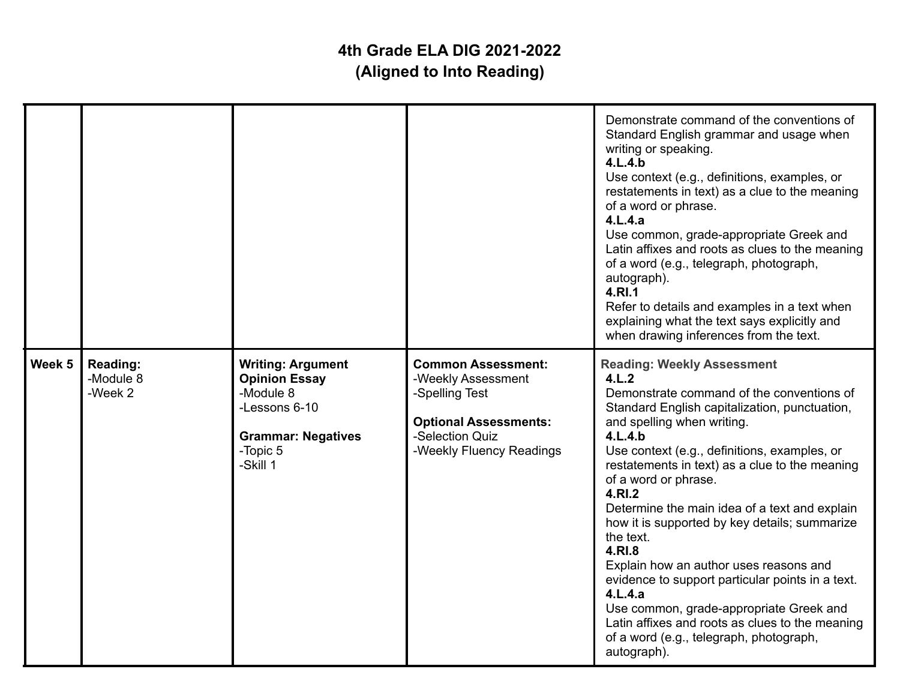# 4th Grade ELA DIG 2021-2022
## (Aligned to Into Reading)

| | | | | |
|---|---|---|---|---|
| | | | | Demonstrate command of the conventions of Standard English grammar and usage when writing or speaking.<br>**4.L.4.b**<br>Use context (e.g., definitions, examples, or restatements in text) as a clue to the meaning of a word or phrase.<br>**4.L.4.a**<br>Use common, grade-appropriate Greek and Latin affixes and roots as clues to the meaning of a word (e.g., telegraph, photograph, autograph).<br>**4.RI.1**<br>Refer to details and examples in a text when explaining what the text says explicitly and when drawing inferences from the text. |
| **Week 5** | **Reading:**<br>-Module 8<br>-Week 2 | **Writing: Argument Opinion Essay**<br>-Module 8<br>-Lessons 6-10<br><br>**Grammar: Negatives**<br>-Topic 5<br>-Skill 1 | **Common Assessment:**<br>-Weekly Assessment<br>-Spelling Test<br><br>**Optional Assessments:**<br>-Selection Quiz<br>-Weekly Fluency Readings | **Reading: Weekly Assessment**<br>**4.L.2**<br>Demonstrate command of the conventions of Standard English capitalization, punctuation, and spelling when writing.<br>**4.L.4.b**<br>Use context (e.g., definitions, examples, or restatements in text) as a clue to the meaning of a word or phrase.<br>**4.RI.2**<br>Determine the main idea of a text and explain how it is supported by key details; summarize the text.<br>**4.RI.8**<br>Explain how an author uses reasons and evidence to support particular points in a text.<br>**4.L.4.a**<br>Use common, grade-appropriate Greek and Latin affixes and roots as clues to the meaning of a word (e.g., telegraph, photograph, autograph). |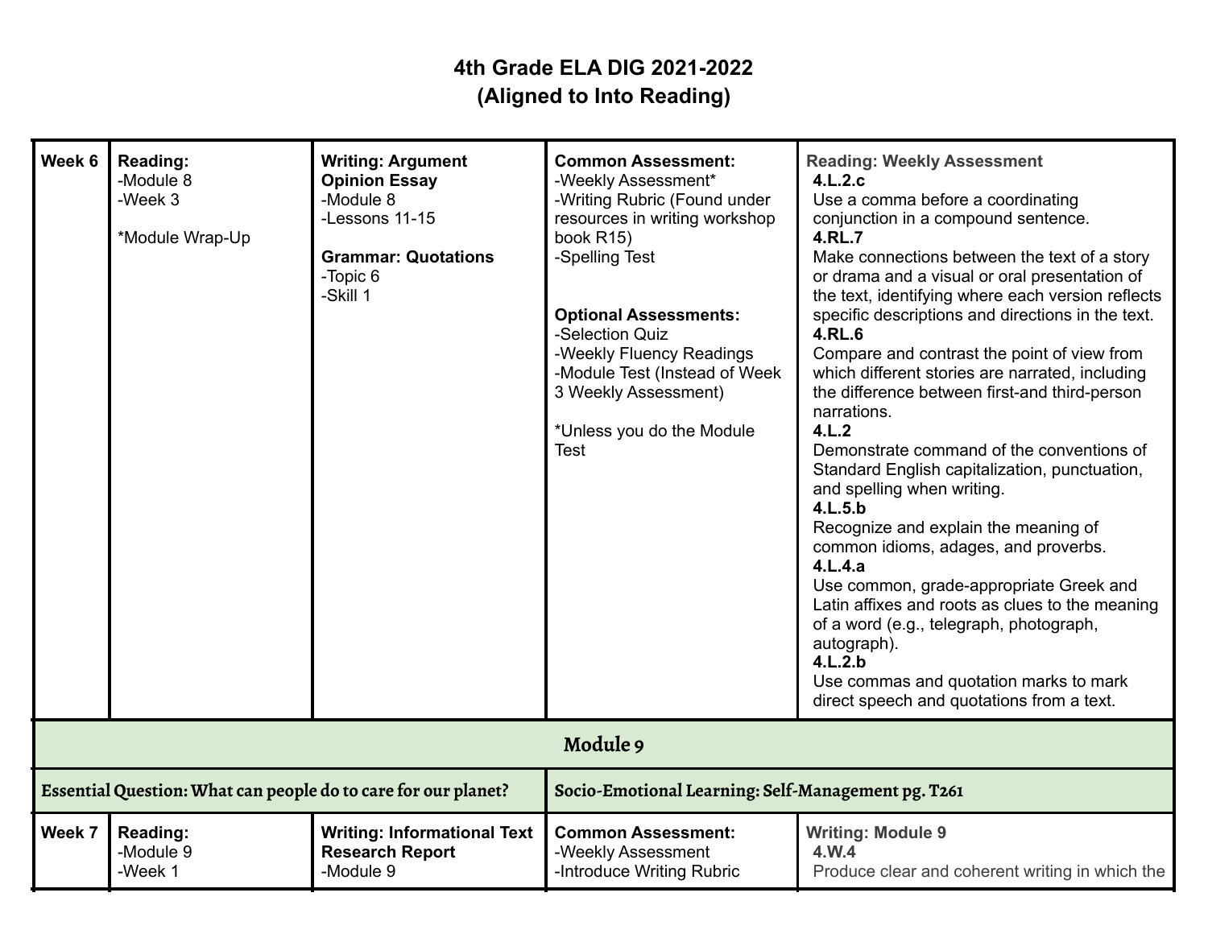# 4th Grade ELA DIG 2021-2022
## (Aligned to Into Reading)

| | | | | |
|---|---|---|---|---|
| **Week 6** | **Reading:**<br>-Module 8<br>-Week 3<br><br>*Module Wrap-Up | **Writing: Argument Opinion Essay**<br>-Module 8<br>-Lessons 11-15<br><br>**Grammar: Quotations**<br>-Topic 6<br>-Skill 1 | **Common Assessment:**<br>-Weekly Assessment*<br>-Writing Rubric (Found under resources in writing workshop book R15)<br>-Spelling Test<br><br>**Optional Assessments:**<br>-Selection Quiz<br>-Weekly Fluency Readings<br>-Module Test (Instead of Week 3 Weekly Assessment)<br><br>*Unless you do the Module Test | **Reading: Weekly Assessment**<br>**4.L.2.c**<br>Use a comma before a coordinating conjunction in a compound sentence.<br>**4.RL.7**<br>Make connections between the text of a story or drama and a visual or oral presentation of the text, identifying where each version reflects specific descriptions and directions in the text.<br>**4.RL.6**<br>Compare and contrast the point of view from which different stories are narrated, including the difference between first-and third-person narrations.<br>**4.L.2**<br>Demonstrate command of the conventions of Standard English capitalization, punctuation, and spelling when writing.<br>**4.L.5.b**<br>Recognize and explain the meaning of common idioms, adages, and proverbs.<br>**4.L.4.a**<br>Use common, grade-appropriate Greek and Latin affixes and roots as clues to the meaning of a word (e.g., telegraph, photograph, autograph).<br>**4.L.2.b**<br>Use commas and quotation marks to mark direct speech and quotations from a text. |
| **Module 9** | | | | |
| **Essential Question: What can people do to care for our planet?** | | | **Socio-Emotional Learning: Self-Management pg. T261** | |
| **Week 7** | **Reading:**<br>-Module 9<br>-Week 1 | **Writing: Informational Text Research Report**<br>-Module 9 | **Common Assessment:**<br>-Weekly Assessment<br>-Introduce Writing Rubric | **Writing: Module 9**<br>**4.W.4**<br>Produce clear and coherent writing in which the |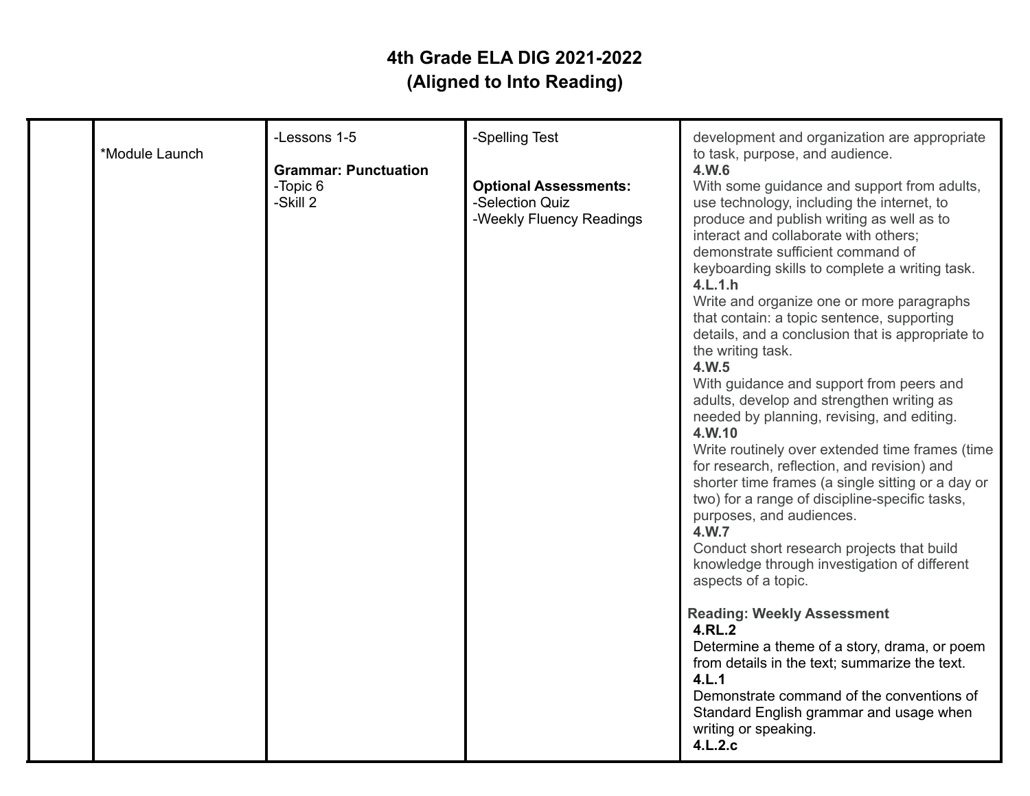# 4th Grade ELA DIG 2021-2022
# (Aligned to Into Reading)

| | | | | |
|---|---|---|---|---|
| | *Module Launch | -Lessons 1-5<br><br>**Grammar: Punctuation**<br>-Topic 6<br>-Skill 2 | -Spelling Test<br><br>**Optional Assessments:**<br>-Selection Quiz<br>-Weekly Fluency Readings | development and organization are appropriate to task, purpose, and audience.<br>**4.W.6**<br>With some guidance and support from adults, use technology, including the internet, to produce and publish writing as well as to interact and collaborate with others; demonstrate sufficient command of keyboarding skills to complete a writing task.<br>**4.L.1.h**<br>Write and organize one or more paragraphs that contain: a topic sentence, supporting details, and a conclusion that is appropriate to the writing task.<br>**4.W.5**<br>With guidance and support from peers and adults, develop and strengthen writing as needed by planning, revising, and editing.<br>**4.W.10**<br>Write routinely over extended time frames (time for research, reflection, and revision) and shorter time frames (a single sitting or a day or two) for a range of discipline-specific tasks, purposes, and audiences.<br>**4.W.7**<br>Conduct short research projects that build knowledge through investigation of different aspects of a topic.<br><br>**Reading: Weekly Assessment**<br>**4.RL.2**<br>Determine a theme of a story, drama, or poem from details in the text; summarize the text.<br>**4.L.1**<br>Demonstrate command of the conventions of Standard English grammar and usage when writing or speaking.<br>**4.L.2.c** |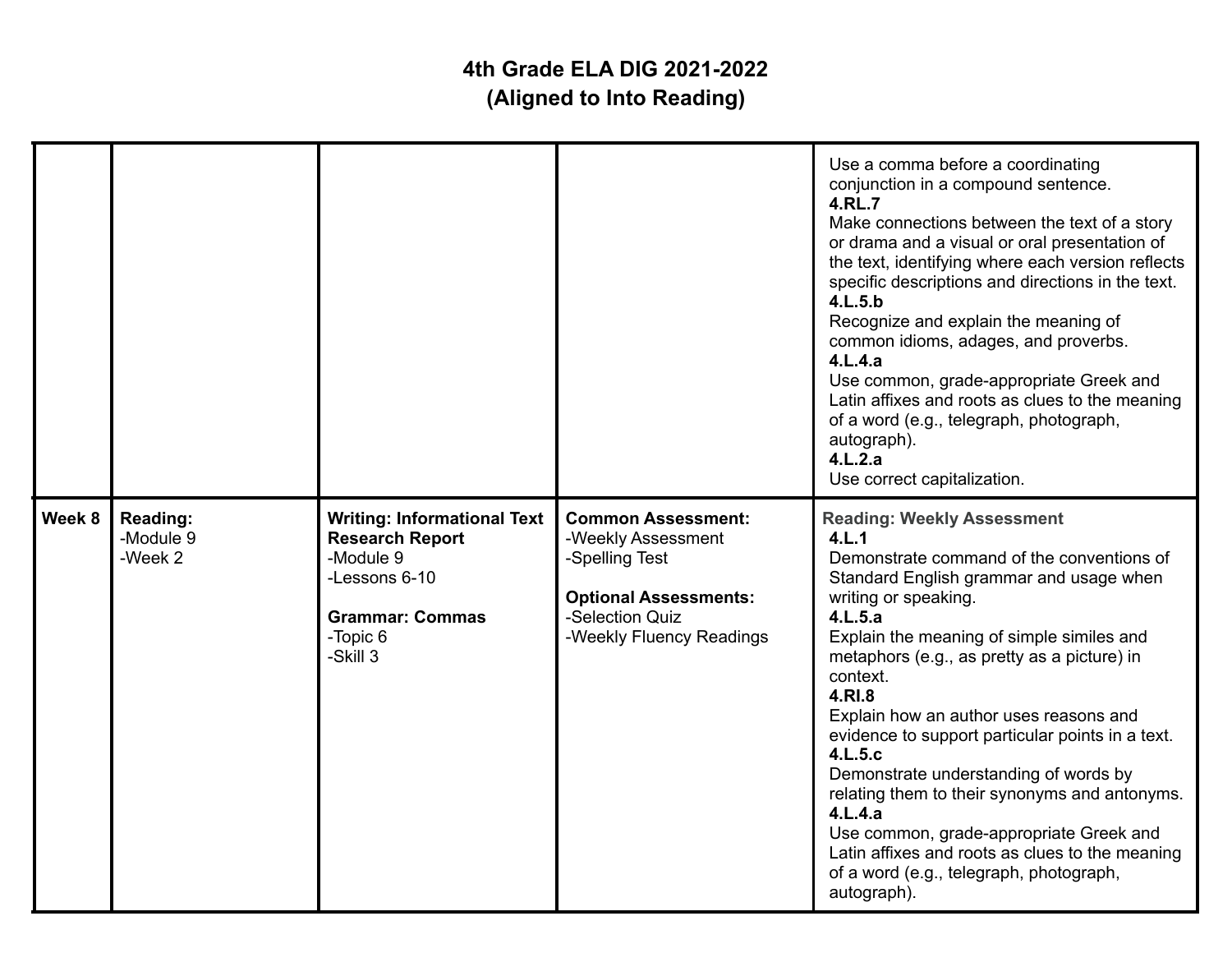# 4th Grade ELA DIG 2021-2022
# (Aligned to Into Reading)

| | | | | |
|---|---|---|---|---|
| | | | | Use a comma before a coordinating conjunction in a compound sentence.<br>**4.RL.7**<br>Make connections between the text of a story or drama and a visual or oral presentation of the text, identifying where each version reflects specific descriptions and directions in the text.<br>**4.L.5.b**<br>Recognize and explain the meaning of common idioms, adages, and proverbs.<br>**4.L.4.a**<br>Use common, grade-appropriate Greek and Latin affixes and roots as clues to the meaning of a word (e.g., telegraph, photograph, autograph).<br>**4.L.2.a**<br>Use correct capitalization. |
| **Week 8** | **Reading:**<br>-Module 9<br>-Week 2 | **Writing: Informational Text Research Report**<br>-Module 9<br>-Lessons 6-10<br><br>**Grammar: Commas**<br>-Topic 6<br>-Skill 3 | **Common Assessment:**<br>-Weekly Assessment<br>-Spelling Test<br><br>**Optional Assessments:**<br>-Selection Quiz<br>-Weekly Fluency Readings | **Reading: Weekly Assessment**<br>**4.L.1**<br>Demonstrate command of the conventions of Standard English grammar and usage when writing or speaking.<br>**4.L.5.a**<br>Explain the meaning of simple similes and metaphors (e.g., as pretty as a picture) in context.<br>**4.RI.8**<br>Explain how an author uses reasons and evidence to support particular points in a text.<br>**4.L.5.c**<br>Demonstrate understanding of words by relating them to their synonyms and antonyms.<br>**4.L.4.a**<br>Use common, grade-appropriate Greek and Latin affixes and roots as clues to the meaning of a word (e.g., telegraph, photograph, autograph). |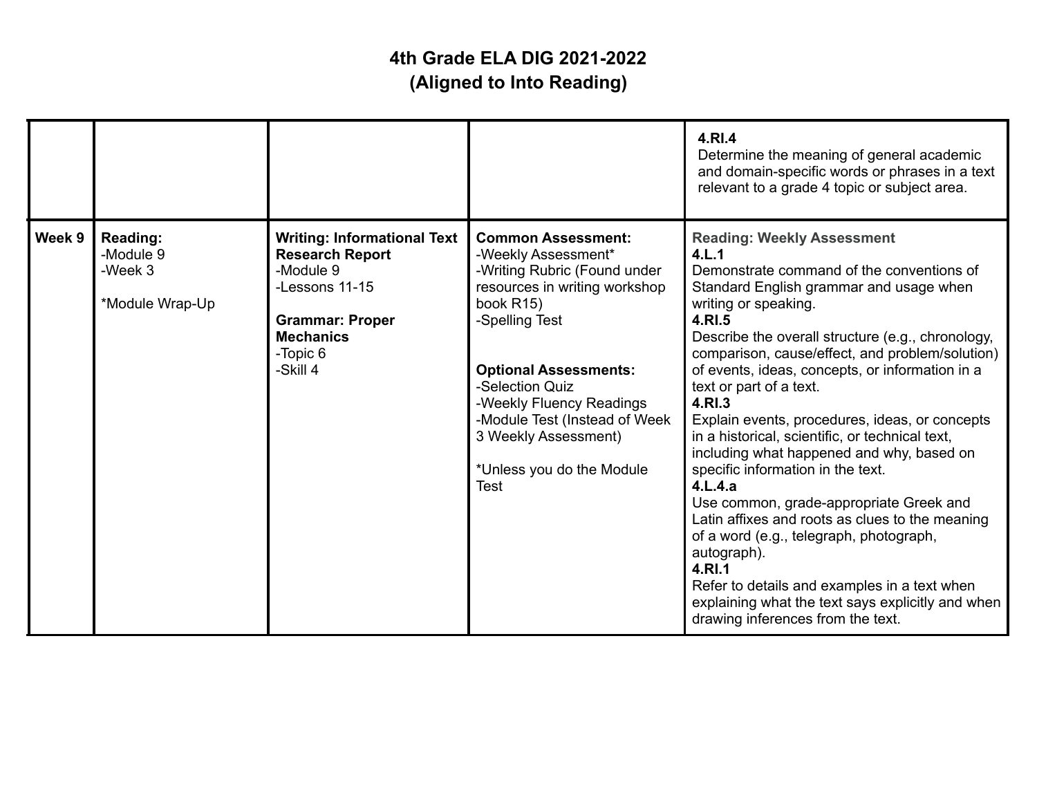# 4th Grade ELA DIG 2021-2022
## (Aligned to Into Reading)

| | | | | |
|---|---|---|---|---|
| | | | | **4.RI.4**<br>Determine the meaning of general academic and domain-specific words or phrases in a text relevant to a grade 4 topic or subject area. |
| **Week 9** | **Reading:**<br>-Module 9<br>-Week 3<br><br>*Module Wrap-Up | **Writing: Informational Text Research Report**<br>-Module 9<br>-Lessons 11-15<br><br>**Grammar: Proper Mechanics**<br>-Topic 6<br>-Skill 4 | **Common Assessment:**<br>-Weekly Assessment*<br>-Writing Rubric (Found under resources in writing workshop book R15)<br>-Spelling Test<br><br>**Optional Assessments:**<br>-Selection Quiz<br>-Weekly Fluency Readings<br>-Module Test (Instead of Week 3 Weekly Assessment)<br><br>*Unless you do the Module Test | **Reading: Weekly Assessment**<br>**4.L.1**<br>Demonstrate command of the conventions of Standard English grammar and usage when writing or speaking.<br>**4.RI.5**<br>Describe the overall structure (e.g., chronology, comparison, cause/effect, and problem/solution) of events, ideas, concepts, or information in a text or part of a text.<br>**4.RI.3**<br>Explain events, procedures, ideas, or concepts in a historical, scientific, or technical text, including what happened and why, based on specific information in the text.<br>**4.L.4.a**<br>Use common, grade-appropriate Greek and Latin affixes and roots as clues to the meaning of a word (e.g., telegraph, photograph, autograph).<br>**4.RI.1**<br>Refer to details and examples in a text when explaining what the text says explicitly and when drawing inferences from the text. |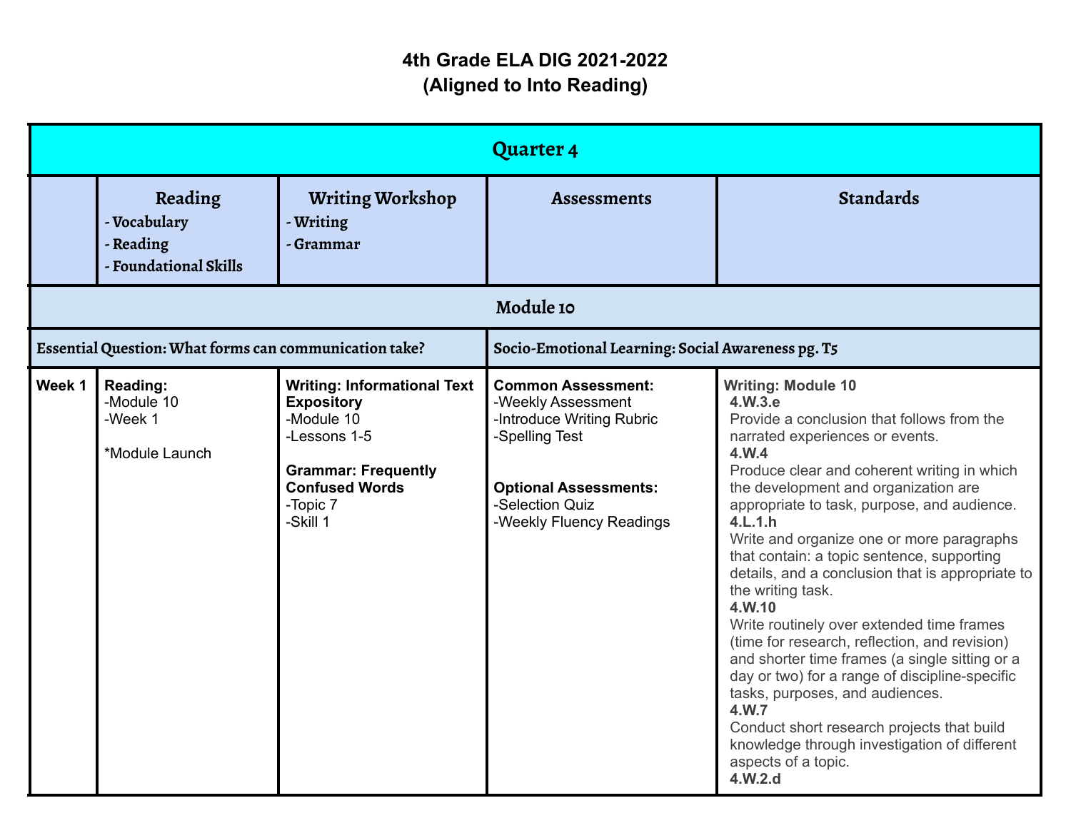# 4th Grade ELA DIG 2021-2022
## (Aligned to Into Reading)

| Quarter 4 | | | | |
|---|---|---|---|---|
| | **Reading**<br>**- Vocabulary**<br>**- Reading**<br>**- Foundational Skills** | **Writing Workshop**<br>**- Writing**<br>**- Grammar** | **Assessments** | **Standards** |
| **Module 10** | | | | |
| **Essential Question: What forms can communication take?** | | | **Socio-Emotional Learning: Social Awareness pg. T5** | |
| **Week 1** | **Reading:**<br>-Module 10<br>-Week 1<br><br>*Module Launch | **Writing: Informational Text Expository**<br>-Module 10<br>-Lessons 1-5<br><br>**Grammar: Frequently Confused Words**<br>-Topic 7<br>-Skill 1 | **Common Assessment:**<br>-Weekly Assessment<br>-Introduce Writing Rubric<br>-Spelling Test<br><br>**Optional Assessments:**<br>-Selection Quiz<br>-Weekly Fluency Readings | **Writing: Module 10**<br>**4.W.3.e**<br>Provide a conclusion that follows from the narrated experiences or events.<br>**4.W.4**<br>Produce clear and coherent writing in which the development and organization are appropriate to task, purpose, and audience.<br>**4.L.1.h**<br>Write and organize one or more paragraphs that contain: a topic sentence, supporting details, and a conclusion that is appropriate to the writing task.<br>**4.W.10**<br>Write routinely over extended time frames (time for research, reflection, and revision) and shorter time frames (a single sitting or a day or two) for a range of discipline-specific tasks, purposes, and audiences.<br>**4.W.7**<br>Conduct short research projects that build knowledge through investigation of different aspects of a topic.<br>**4.W.2.d** |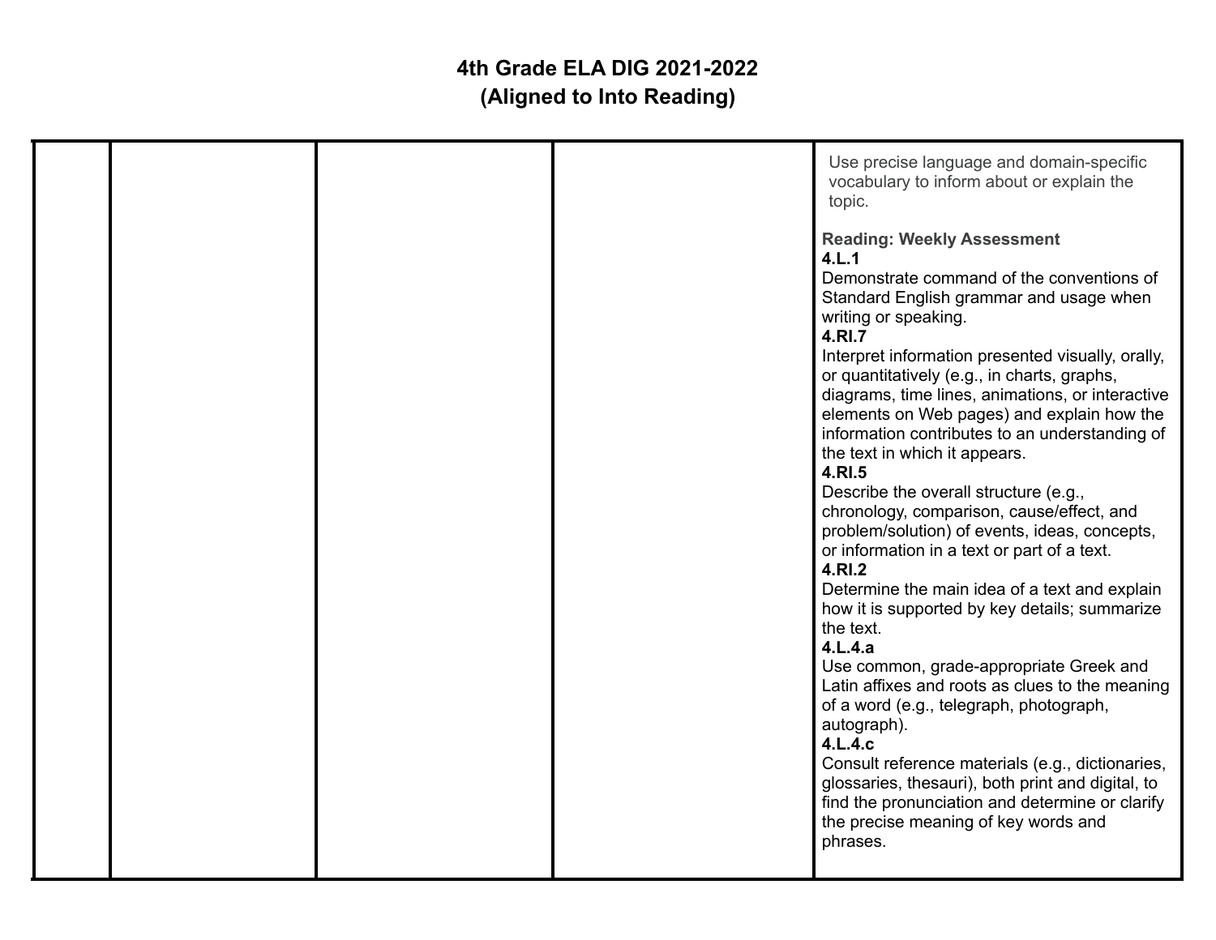# 4th Grade ELA DIG 2021-2022
## (Aligned to Into Reading)

| | | | | |
|---|---|---|---|---|
| | | | | Use precise language and domain-specific vocabulary to inform about or explain the topic.<br><br>**Reading: Weekly Assessment**<br>**4.L.1**<br>Demonstrate command of the conventions of Standard English grammar and usage when writing or speaking.<br>**4.RI.7**<br>Interpret information presented visually, orally, or quantitatively (e.g., in charts, graphs, diagrams, time lines, animations, or interactive elements on Web pages) and explain how the information contributes to an understanding of the text in which it appears.<br>**4.RI.5**<br>Describe the overall structure (e.g., chronology, comparison, cause/effect, and problem/solution) of events, ideas, concepts, or information in a text or part of a text.<br>**4.RI.2**<br>Determine the main idea of a text and explain how it is supported by key details; summarize the text.<br>**4.L.4.a**<br>Use common, grade-appropriate Greek and Latin affixes and roots as clues to the meaning of a word (e.g., telegraph, photograph, autograph).<br>**4.L.4.c**<br>Consult reference materials (e.g., dictionaries, glossaries, thesauri), both print and digital, to find the pronunciation and determine or clarify the precise meaning of key words and phrases. |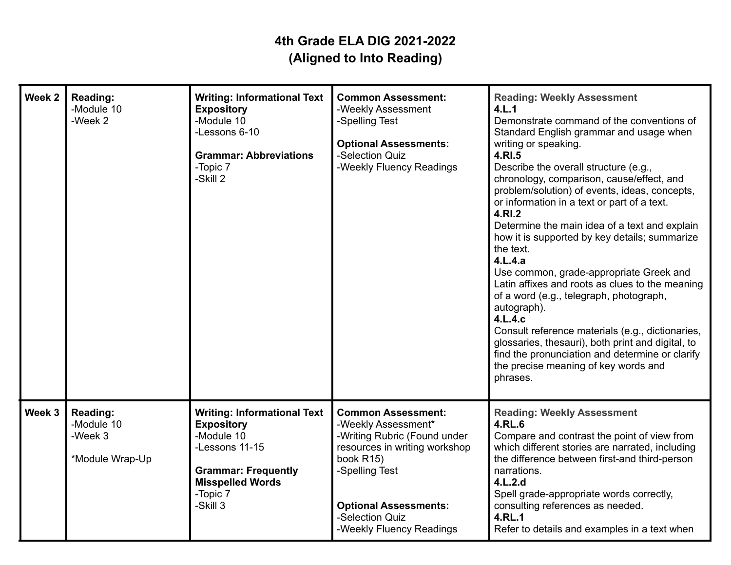# 4th Grade ELA DIG 2021-2022
## (Aligned to Into Reading)

| | | | | |
|---|---|---|---|---|
| **Week 2** | **Reading:**<br>-Module 10<br>-Week 2 | **Writing: Informational Text Expository**<br>-Module 10<br>-Lessons 6-10<br><br>**Grammar: Abbreviations**<br>-Topic 7<br>-Skill 2 | **Common Assessment:**<br>-Weekly Assessment<br>-Spelling Test<br><br>**Optional Assessments:**<br>-Selection Quiz<br>-Weekly Fluency Readings | **Reading: Weekly Assessment**<br>**4.L.1**<br>Demonstrate command of the conventions of Standard English grammar and usage when writing or speaking.<br>**4.RI.5**<br>Describe the overall structure (e.g., chronology, comparison, cause/effect, and problem/solution) of events, ideas, concepts, or information in a text or part of a text.<br>**4.RI.2**<br>Determine the main idea of a text and explain how it is supported by key details; summarize the text.<br>**4.L.4.a**<br>Use common, grade-appropriate Greek and Latin affixes and roots as clues to the meaning of a word (e.g., telegraph, photograph, autograph).<br>**4.L.4.c**<br>Consult reference materials (e.g., dictionaries, glossaries, thesauri), both print and digital, to find the pronunciation and determine or clarify the precise meaning of key words and phrases. |
| **Week 3** | **Reading:**<br>-Module 10<br>-Week 3<br><br>*Module Wrap-Up | **Writing: Informational Text Expository**<br>-Module 10<br>-Lessons 11-15<br><br>**Grammar: Frequently Misspelled Words**<br>-Topic 7<br>-Skill 3 | **Common Assessment:**<br>-Weekly Assessment*<br>-Writing Rubric (Found under resources in writing workshop book R15)<br>-Spelling Test<br><br>**Optional Assessments:**<br>-Selection Quiz<br>-Weekly Fluency Readings | **Reading: Weekly Assessment**<br>**4.RL.6**<br>Compare and contrast the point of view from which different stories are narrated, including the difference between first-and third-person narrations.<br>**4.L.2.d**<br>Spell grade-appropriate words correctly, consulting references as needed.<br>**4.RL.1**<br>Refer to details and examples in a text when |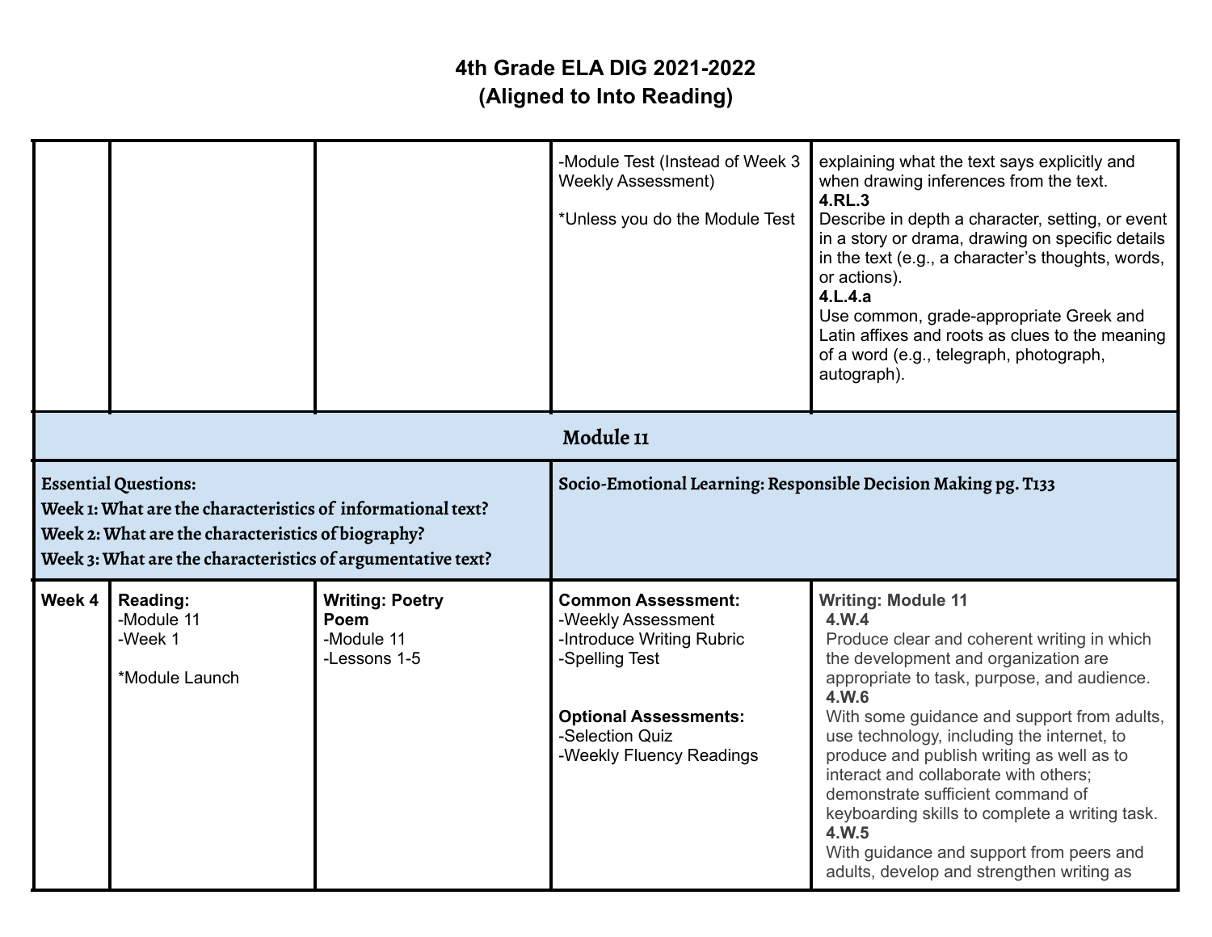# 4th Grade ELA DIG 2021-2022
## (Aligned to Into Reading)

| | | | | |
|---|---|---|---|---|
| | | | -Module Test (Instead of Week 3 Weekly Assessment)<br><br>*Unless you do the Module Test | explaining what the text says explicitly and when drawing inferences from the text.<br>**4.RL.3**<br>Describe in depth a character, setting, or event in a story or drama, drawing on specific details in the text (e.g., a character's thoughts, words, or actions).<br>**4.L.4.a**<br>Use common, grade-appropriate Greek and Latin affixes and roots as clues to the meaning of a word (e.g., telegraph, photograph, autograph). |
| **Module 11** | | | | |
| **Essential Questions:**<br>**Week 1: What are the characteristics of informational text?**<br>**Week 2: What are the characteristics of biography?**<br>**Week 3: What are the characteristics of argumentative text?** | | | **Socio-Emotional Learning: Responsible Decision Making pg. T133** | |
| **Week 4** | **Reading:**<br>-Module 11<br>-Week 1<br><br>*Module Launch | **Writing: Poetry Poem**<br>-Module 11<br>-Lessons 1-5 | **Common Assessment:**<br>-Weekly Assessment<br>-Introduce Writing Rubric<br>-Spelling Test<br><br>**Optional Assessments:**<br>-Selection Quiz<br>-Weekly Fluency Readings | **Writing: Module 11**<br>**4.W.4**<br>Produce clear and coherent writing in which the development and organization are appropriate to task, purpose, and audience.<br>**4.W.6**<br>With some guidance and support from adults, use technology, including the internet, to produce and publish writing as well as to interact and collaborate with others; demonstrate sufficient command of keyboarding skills to complete a writing task.<br>**4.W.5**<br>With guidance and support from peers and adults, develop and strengthen writing as |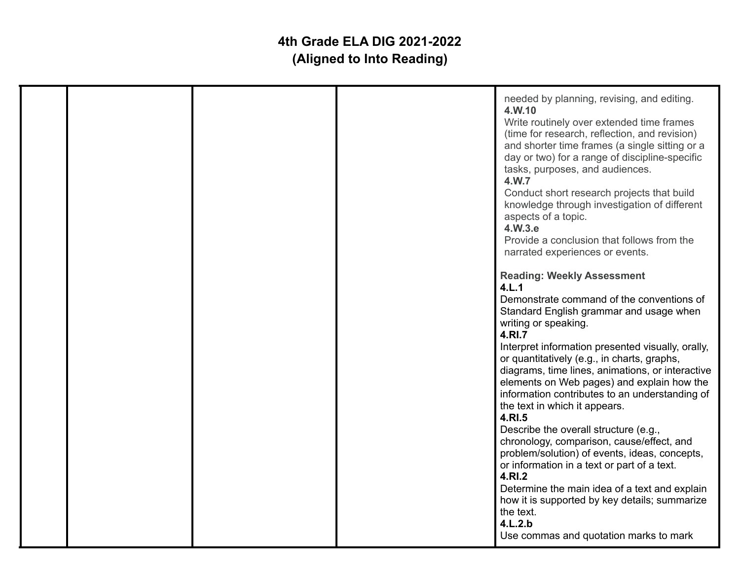# 4th Grade ELA DIG 2021-2022
## (Aligned to Into Reading)

| | | | | |
|---|---|---|---|---|
| | | | | needed by planning, revising, and editing.<br>**4.W.10**<br>Write routinely over extended time frames (time for research, reflection, and revision) and shorter time frames (a single sitting or a day or two) for a range of discipline-specific tasks, purposes, and audiences.<br>**4.W.7**<br>Conduct short research projects that build knowledge through investigation of different aspects of a topic.<br>**4.W.3.e**<br>Provide a conclusion that follows from the narrated experiences or events.<br><br>**Reading: Weekly Assessment**<br>**4.L.1**<br>Demonstrate command of the conventions of Standard English grammar and usage when writing or speaking.<br>**4.RI.7**<br>Interpret information presented visually, orally, or quantitatively (e.g., in charts, graphs, diagrams, time lines, animations, or interactive elements on Web pages) and explain how the information contributes to an understanding of the text in which it appears.<br>**4.RI.5**<br>Describe the overall structure (e.g., chronology, comparison, cause/effect, and problem/solution) of events, ideas, concepts, or information in a text or part of a text.<br>**4.RI.2**<br>Determine the main idea of a text and explain how it is supported by key details; summarize the text.<br>**4.L.2.b**<br>Use commas and quotation marks to mark |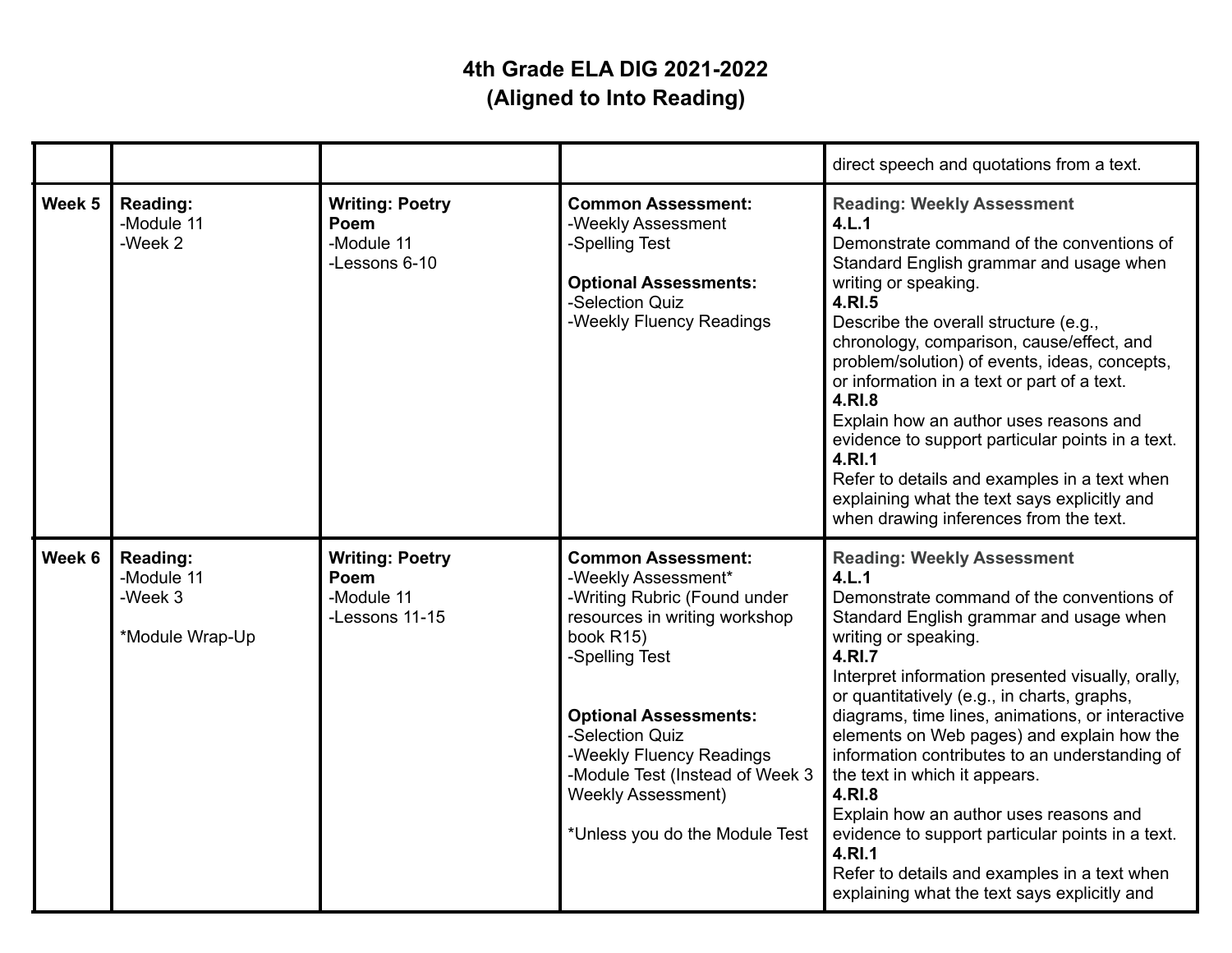# 4th Grade ELA DIG 2021-2022
## (Aligned to Into Reading)

| | | | | |
|---|---|---|---|---|
| | | | | direct speech and quotations from a text. |
| **Week 5** | **Reading:**<br>-Module 11<br>-Week 2 | **Writing: Poetry Poem**<br>-Module 11<br>-Lessons 6-10 | **Common Assessment:**<br>-Weekly Assessment<br>-Spelling Test<br><br>**Optional Assessments:**<br>-Selection Quiz<br>-Weekly Fluency Readings | **Reading: Weekly Assessment**<br>**4.L.1**<br>Demonstrate command of the conventions of Standard English grammar and usage when writing or speaking.<br>**4.RI.5**<br>Describe the overall structure (e.g., chronology, comparison, cause/effect, and problem/solution) of events, ideas, concepts, or information in a text or part of a text.<br>**4.RI.8**<br>Explain how an author uses reasons and evidence to support particular points in a text.<br>**4.RI.1**<br>Refer to details and examples in a text when explaining what the text says explicitly and when drawing inferences from the text. |
| **Week 6** | **Reading:**<br>-Module 11<br>-Week 3<br><br>*Module Wrap-Up | **Writing: Poetry Poem**<br>-Module 11<br>-Lessons 11-15 | **Common Assessment:**<br>-Weekly Assessment*<br>-Writing Rubric (Found under resources in writing workshop book R15)<br>-Spelling Test<br><br>**Optional Assessments:**<br>-Selection Quiz<br>-Weekly Fluency Readings<br>-Module Test (Instead of Week 3 Weekly Assessment)<br><br>*Unless you do the Module Test | **Reading: Weekly Assessment**<br>**4.L.1**<br>Demonstrate command of the conventions of Standard English grammar and usage when writing or speaking.<br>**4.RI.7**<br>Interpret information presented visually, orally, or quantitatively (e.g., in charts, graphs, diagrams, time lines, animations, or interactive elements on Web pages) and explain how the information contributes to an understanding of the text in which it appears.<br>**4.RI.8**<br>Explain how an author uses reasons and evidence to support particular points in a text.<br>**4.RI.1**<br>Refer to details and examples in a text when explaining what the text says explicitly and |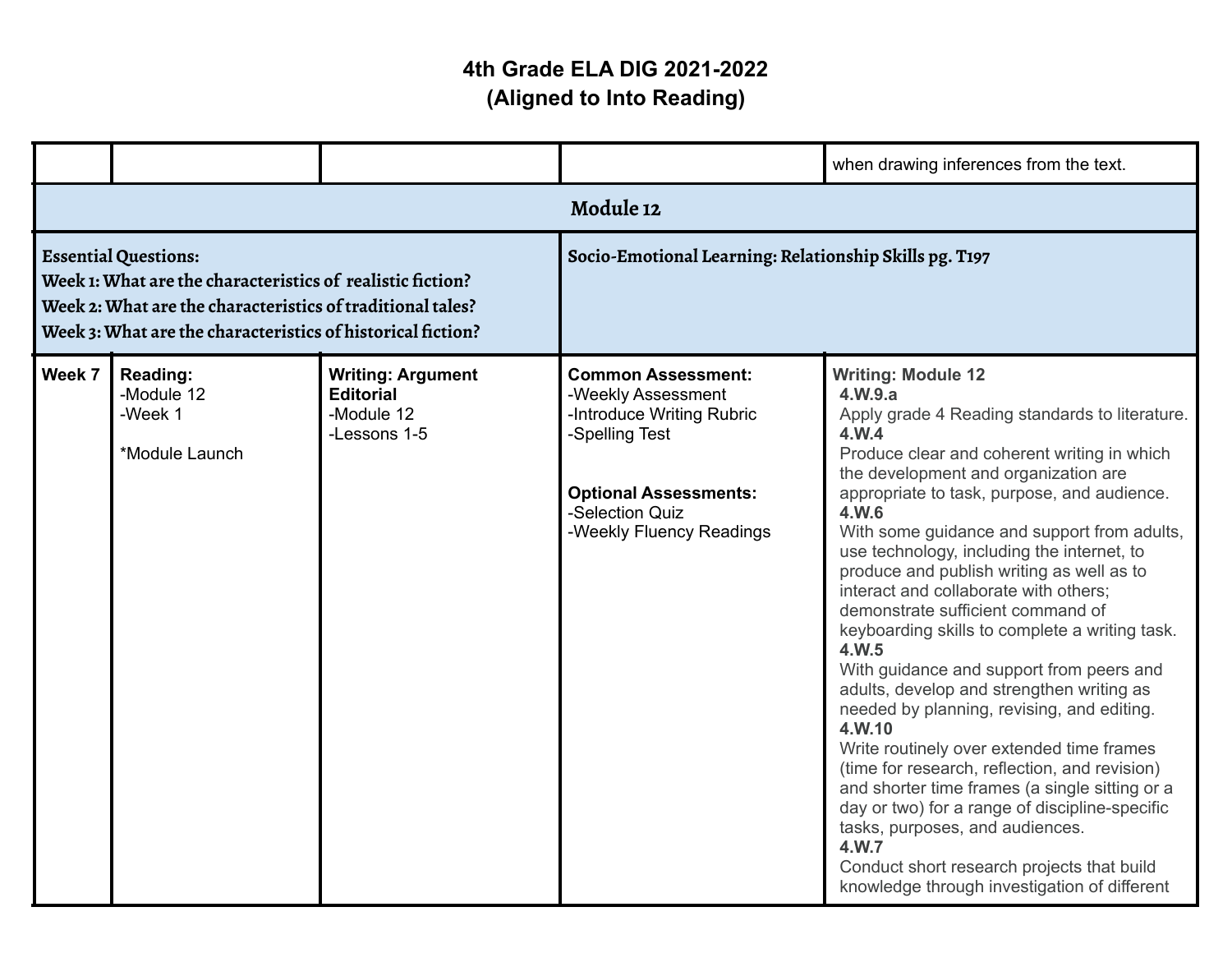# 4th Grade ELA DIG 2021-2022
## (Aligned to Into Reading)

| | | | | |
|---|---|---|---|---|
| | | | | when drawing inferences from the text. |
| **Module 12** | | | | |
| **Essential Questions:**<br>**Week 1: What are the characteristics of realistic fiction?**<br>**Week 2: What are the characteristics of traditional tales?**<br>**Week 3: What are the characteristics of historical fiction?** | | | **Socio-Emotional Learning: Relationship Skills pg. T197** | |
| **Week 7** | **Reading:**<br>-Module 12<br>-Week 1<br><br>*Module Launch | **Writing: Argument Editorial**<br>-Module 12<br>-Lessons 1-5 | **Common Assessment:**<br>-Weekly Assessment<br>-Introduce Writing Rubric<br>-Spelling Test<br><br>**Optional Assessments:**<br>-Selection Quiz<br>-Weekly Fluency Readings | **Writing: Module 12**<br>**4.W.9.a**<br>Apply grade 4 Reading standards to literature.<br>**4.W.4**<br>Produce clear and coherent writing in which the development and organization are appropriate to task, purpose, and audience.<br>**4.W.6**<br>With some guidance and support from adults, use technology, including the internet, to produce and publish writing as well as to interact and collaborate with others; demonstrate sufficient command of keyboarding skills to complete a writing task.<br>**4.W.5**<br>With guidance and support from peers and adults, develop and strengthen writing as needed by planning, revising, and editing.<br>**4.W.10**<br>Write routinely over extended time frames (time for research, reflection, and revision) and shorter time frames (a single sitting or a day or two) for a range of discipline-specific tasks, purposes, and audiences.<br>**4.W.7**<br>Conduct short research projects that build knowledge through investigation of different |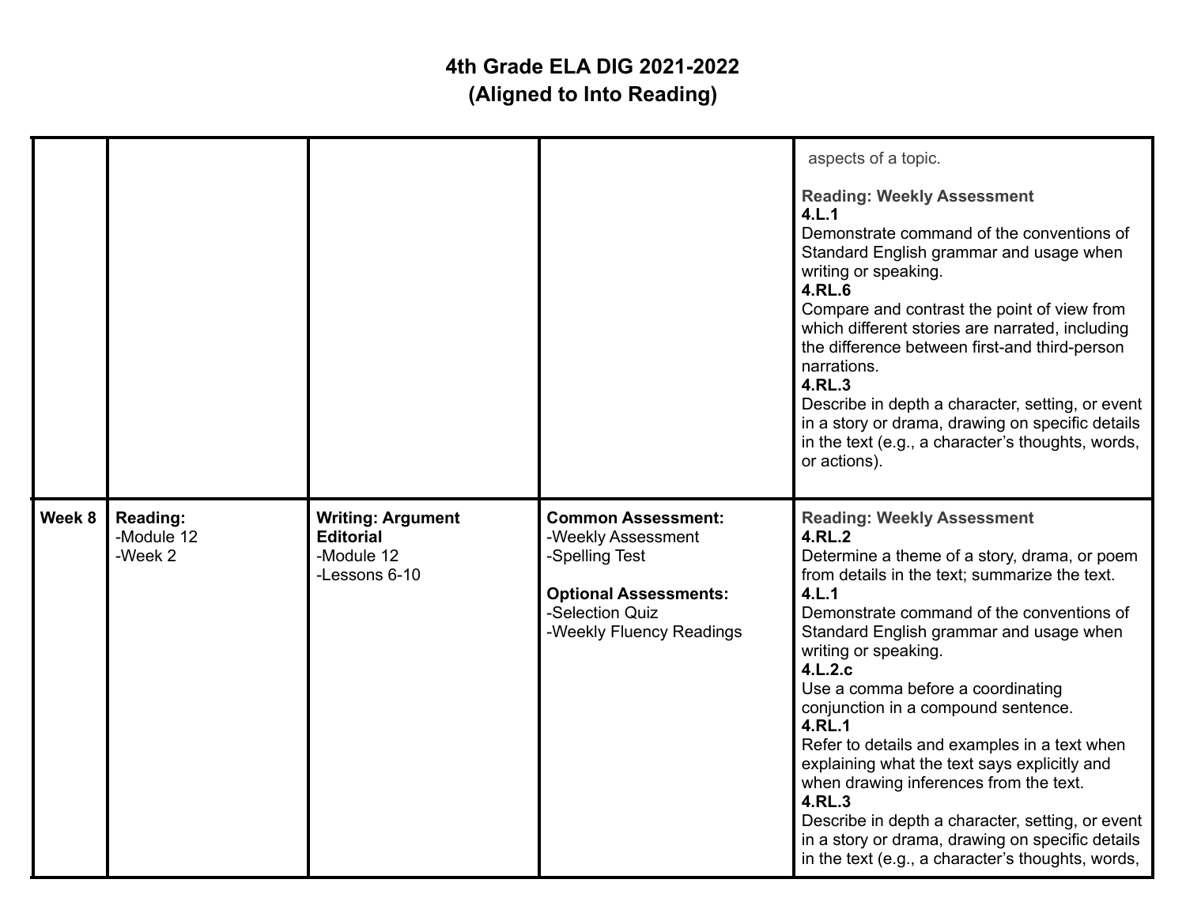# 4th Grade ELA DIG 2021-2022
## (Aligned to Into Reading)

| | | | | |
|---|---|---|---|---|
| | | | | aspects of a topic.<br><br>**Reading: Weekly Assessment**<br>**4.L.1**<br>Demonstrate command of the conventions of Standard English grammar and usage when writing or speaking.<br>**4.RL.6**<br>Compare and contrast the point of view from which different stories are narrated, including the difference between first-and third-person narrations.<br>**4.RL.3**<br>Describe in depth a character, setting, or event in a story or drama, drawing on specific details in the text (e.g., a character's thoughts, words, or actions). |
| **Week 8** | **Reading:**<br>-Module 12<br>-Week 2 | **Writing: Argument Editorial**<br>-Module 12<br>-Lessons 6-10 | **Common Assessment:**<br>-Weekly Assessment<br>-Spelling Test<br><br>**Optional Assessments:**<br>-Selection Quiz<br>-Weekly Fluency Readings | **Reading: Weekly Assessment**<br>**4.RL.2**<br>Determine a theme of a story, drama, or poem from details in the text; summarize the text.<br>**4.L.1**<br>Demonstrate command of the conventions of Standard English grammar and usage when writing or speaking.<br>**4.L.2.c**<br>Use a comma before a coordinating conjunction in a compound sentence.<br>**4.RL.1**<br>Refer to details and examples in a text when explaining what the text says explicitly and when drawing inferences from the text.<br>**4.RL.3**<br>Describe in depth a character, setting, or event in a story or drama, drawing on specific details in the text (e.g., a character's thoughts, words, |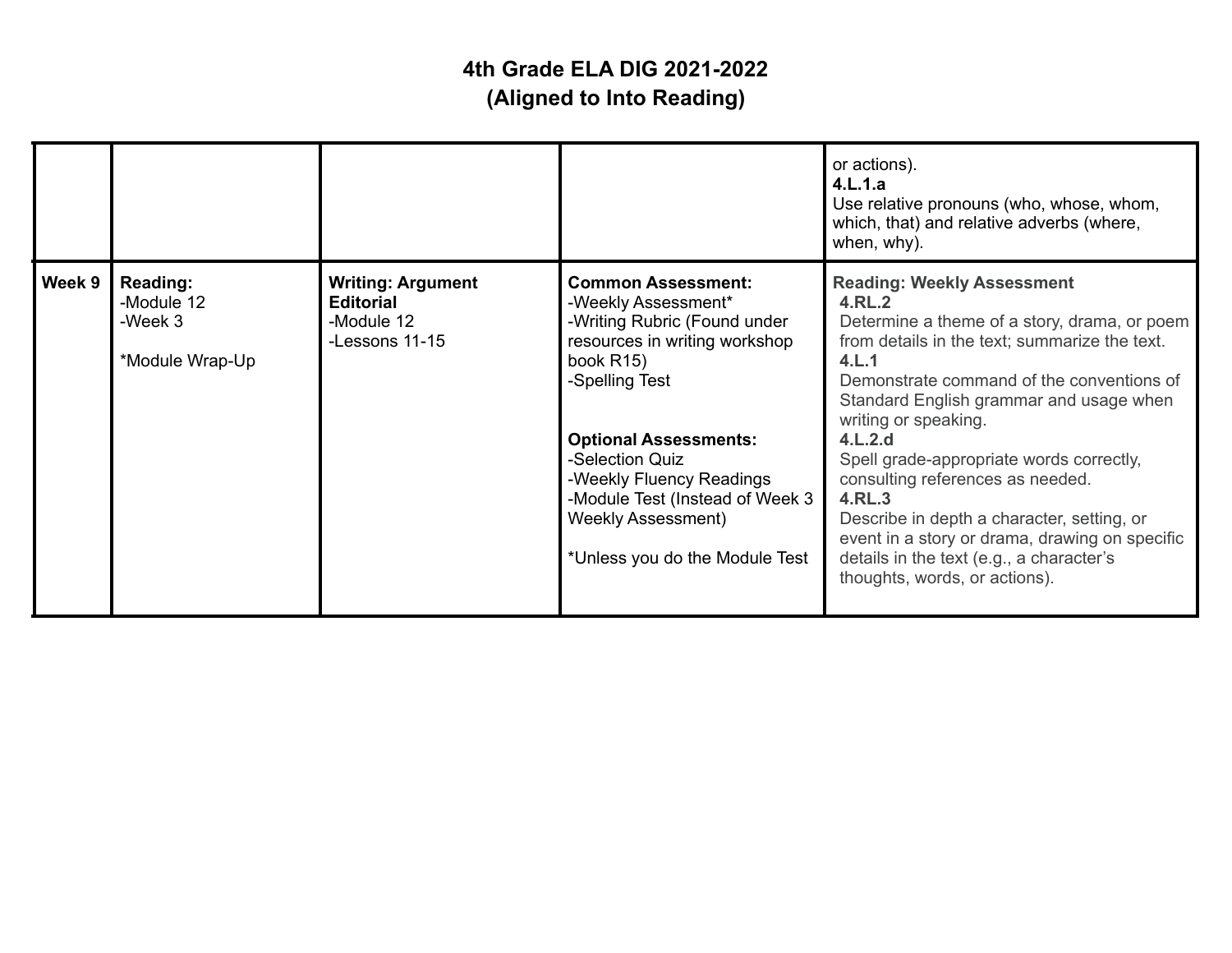# 4th Grade ELA DIG 2021-2022
## (Aligned to Into Reading)

| | | | | |
|---|---|---|---|---|
| | | | | or actions).<br>**4.L.1.a**<br>Use relative pronouns (who, whose, whom, which, that) and relative adverbs (where, when, why). |
| **Week 9** | **Reading:**<br>-Module 12<br>-Week 3<br><br>*Module Wrap-Up | **Writing: Argument Editorial**<br>-Module 12<br>-Lessons 11-15 | **Common Assessment:**<br>-Weekly Assessment*<br>-Writing Rubric (Found under resources in writing workshop book R15)<br>-Spelling Test<br><br>**Optional Assessments:**<br>-Selection Quiz<br>-Weekly Fluency Readings<br>-Module Test (Instead of Week 3 Weekly Assessment)<br><br>*Unless you do the Module Test | **Reading: Weekly Assessment**<br>**4.RL.2**<br>Determine a theme of a story, drama, or poem from details in the text; summarize the text.<br>**4.L.1**<br>Demonstrate command of the conventions of Standard English grammar and usage when writing or speaking.<br>**4.L.2.d**<br>Spell grade-appropriate words correctly, consulting references as needed.<br>**4.RL.3**<br>Describe in depth a character, setting, or event in a story or drama, drawing on specific details in the text (e.g., a character's thoughts, words, or actions). |